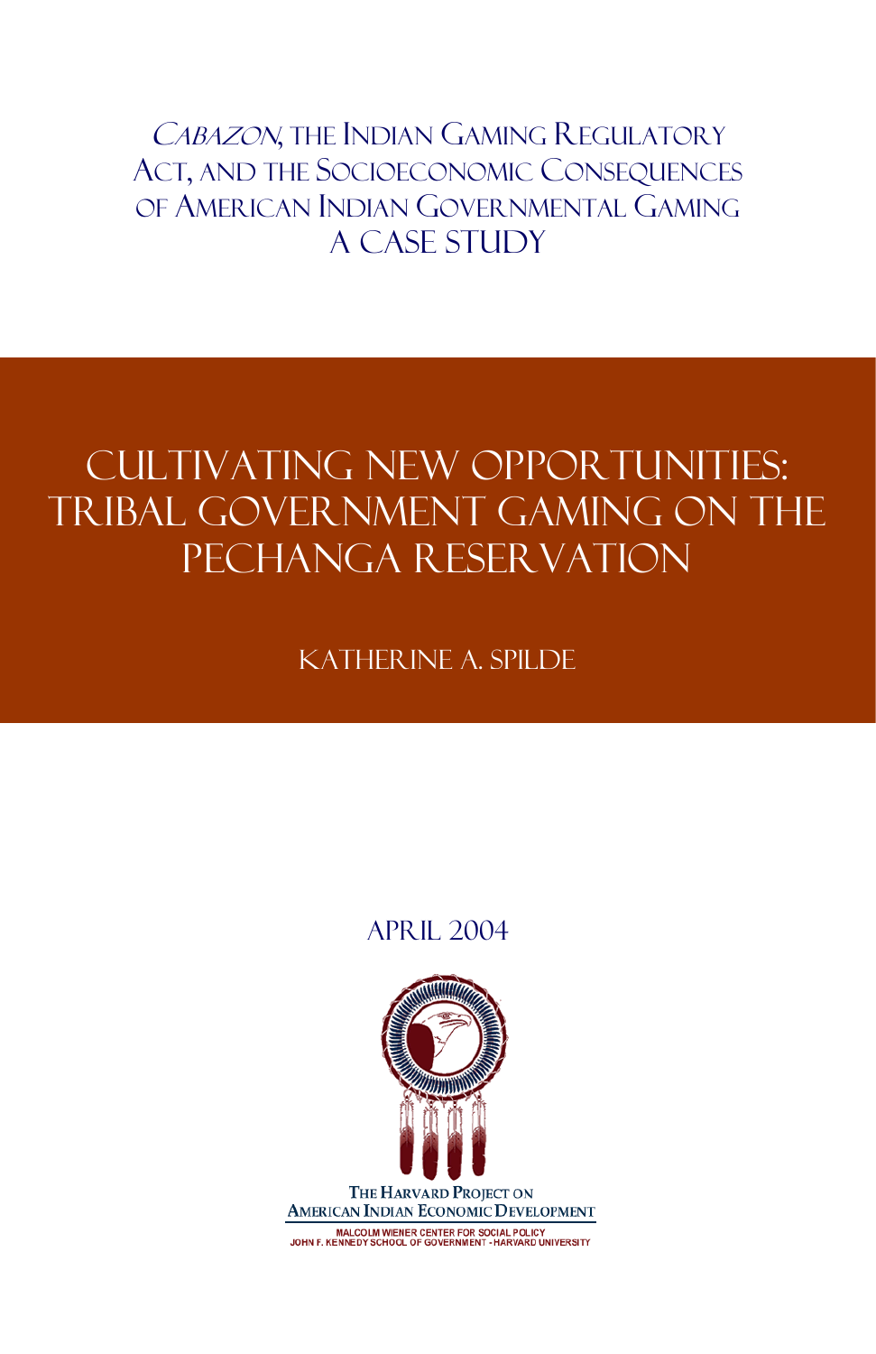*Cabazon*, the Indian Gaming Regulatory Act, and the Socioeconomic Consequences of American Indian Governmental Gaming

A Case Study

# Cultivating New Opportunities: Tribal Government Gaming on the Pechanga Reservation

Katherine A. Spilde

April 2004

The Harvard Project on American Indian Economic Development

Malcolm Wiener Center for Social Policy
John F. Kennedy School of Government - Harvard University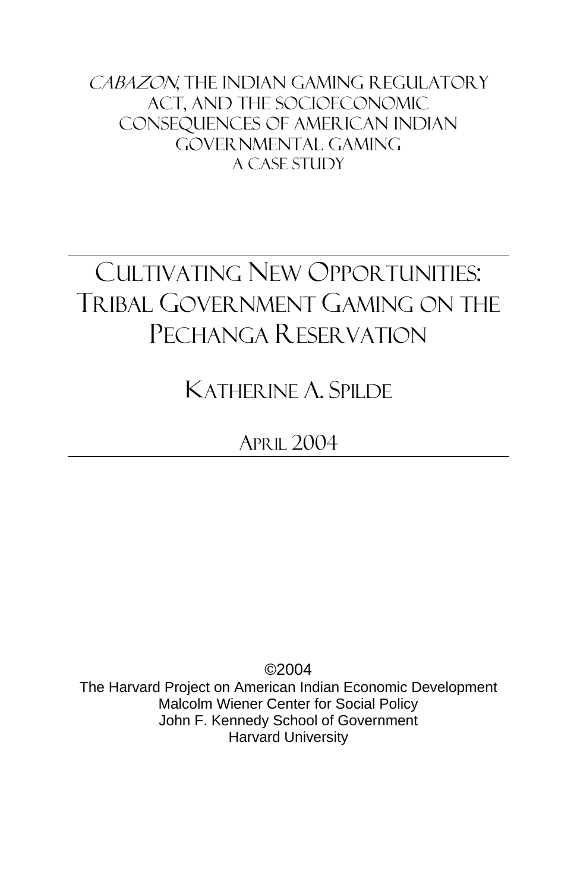*CABAZON*, THE INDIAN GAMING REGULATORY ACT, AND THE SOCIOECONOMIC CONSEQUENCES OF AMERICAN INDIAN GOVERNMENTAL GAMING
A CASE STUDY

# CULTIVATING NEW OPPORTUNITIES: TRIBAL GOVERNMENT GAMING ON THE PECHANGA RESERVATION

## KATHERINE A. SPILDE

APRIL 2004

©2004
The Harvard Project on American Indian Economic Development
Malcolm Wiener Center for Social Policy
John F. Kennedy School of Government
Harvard University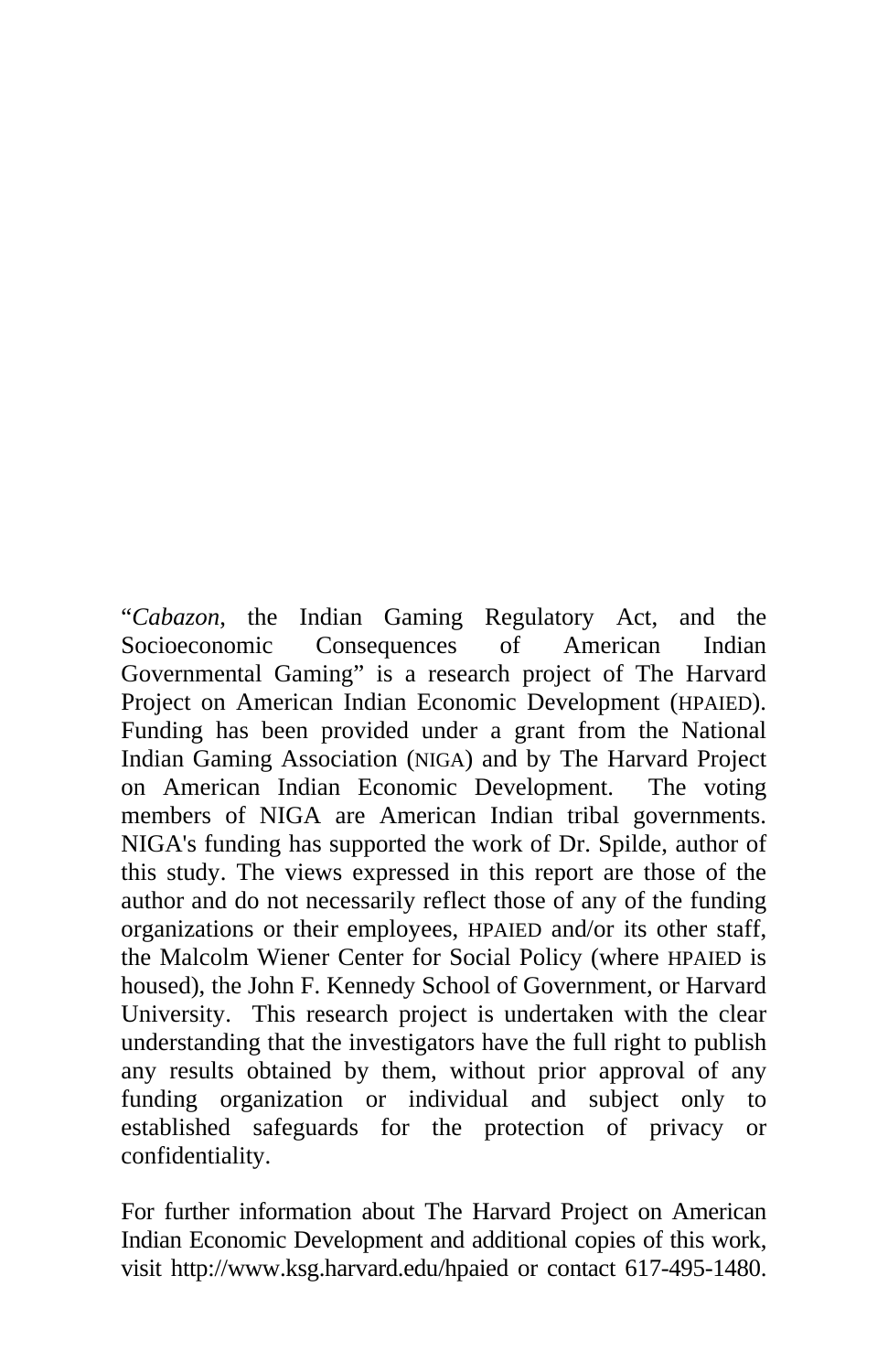"*Cabazon*, the Indian Gaming Regulatory Act, and the Socioeconomic Consequences of American Indian Governmental Gaming" is a research project of The Harvard Project on American Indian Economic Development (HPAIED). Funding has been provided under a grant from the National Indian Gaming Association (NIGA) and by The Harvard Project on American Indian Economic Development. The voting members of NIGA are American Indian tribal governments. NIGA's funding has supported the work of Dr. Spilde, author of this study. The views expressed in this report are those of the author and do not necessarily reflect those of any of the funding organizations or their employees, HPAIED and/or its other staff, the Malcolm Wiener Center for Social Policy (where HPAIED is housed), the John F. Kennedy School of Government, or Harvard University. This research project is undertaken with the clear understanding that the investigators have the full right to publish any results obtained by them, without prior approval of any funding organization or individual and subject only to established safeguards for the protection of privacy or confidentiality.

For further information about The Harvard Project on American Indian Economic Development and additional copies of this work, visit http://www.ksg.harvard.edu/hpaied or contact 617-495-1480.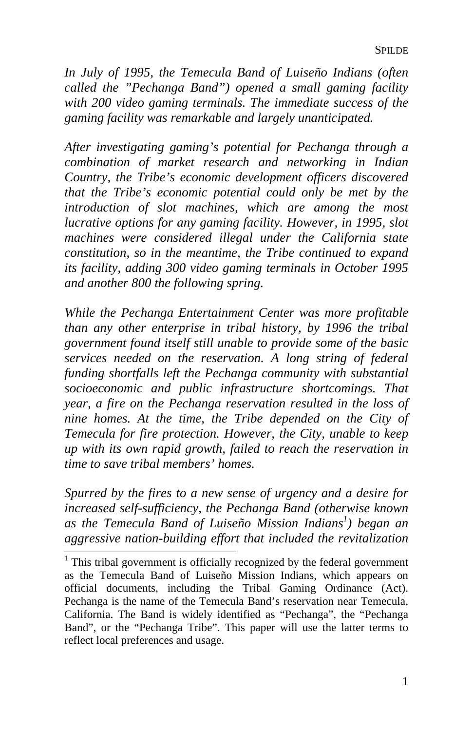*In July of 1995, the Temecula Band of Luiseño Indians (often called the "Pechanga Band") opened a small gaming facility with 200 video gaming terminals. The immediate success of the gaming facility was remarkable and largely unanticipated.*

*After investigating gaming's potential for Pechanga through a combination of market research and networking in Indian Country, the Tribe's economic development officers discovered that the Tribe's economic potential could only be met by the introduction of slot machines, which are among the most lucrative options for any gaming facility. However, in 1995, slot machines were considered illegal under the California state constitution, so in the meantime, the Tribe continued to expand its facility, adding 300 video gaming terminals in October 1995 and another 800 the following spring.*

*While the Pechanga Entertainment Center was more profitable than any other enterprise in tribal history, by 1996 the tribal government found itself still unable to provide some of the basic services needed on the reservation. A long string of federal funding shortfalls left the Pechanga community with substantial socioeconomic and public infrastructure shortcomings. That year, a fire on the Pechanga reservation resulted in the loss of nine homes. At the time, the Tribe depended on the City of Temecula for fire protection. However, the City, unable to keep up with its own rapid growth, failed to reach the reservation in time to save tribal members' homes.*

*Spurred by the fires to a new sense of urgency and a desire for increased self-sufficiency, the Pechanga Band (otherwise known as the Temecula Band of Luiseño Mission Indians[1]) began an aggressive nation-building effort that included the revitalization*

[1] This tribal government is officially recognized by the federal government as the Temecula Band of Luiseño Mission Indians, which appears on official documents, including the Tribal Gaming Ordinance (Act). Pechanga is the name of the Temecula Band's reservation near Temecula, California. The Band is widely identified as "Pechanga", the "Pechanga Band", or the "Pechanga Tribe". This paper will use the latter terms to reflect local preferences and usage.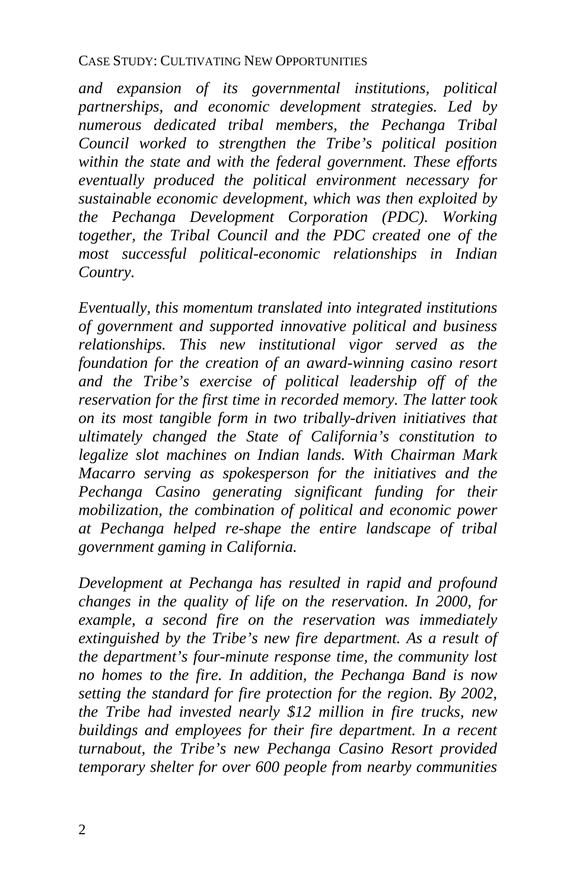*and expansion of its governmental institutions, political partnerships, and economic development strategies. Led by numerous dedicated tribal members, the Pechanga Tribal Council worked to strengthen the Tribe's political position within the state and with the federal government. These efforts eventually produced the political environment necessary for sustainable economic development, which was then exploited by the Pechanga Development Corporation (PDC). Working together, the Tribal Council and the PDC created one of the most successful political-economic relationships in Indian Country.*

*Eventually, this momentum translated into integrated institutions of government and supported innovative political and business relationships. This new institutional vigor served as the foundation for the creation of an award-winning casino resort and the Tribe's exercise of political leadership off of the reservation for the first time in recorded memory. The latter took on its most tangible form in two tribally-driven initiatives that ultimately changed the State of California's constitution to legalize slot machines on Indian lands. With Chairman Mark Macarro serving as spokesperson for the initiatives and the Pechanga Casino generating significant funding for their mobilization, the combination of political and economic power at Pechanga helped re-shape the entire landscape of tribal government gaming in California.*

*Development at Pechanga has resulted in rapid and profound changes in the quality of life on the reservation. In 2000, for example, a second fire on the reservation was immediately extinguished by the Tribe's new fire department. As a result of the department's four-minute response time, the community lost no homes to the fire. In addition, the Pechanga Band is now setting the standard for fire protection for the region. By 2002, the Tribe had invested nearly $12 million in fire trucks, new buildings and employees for their fire department. In a recent turnabout, the Tribe's new Pechanga Casino Resort provided temporary shelter for over 600 people from nearby communities*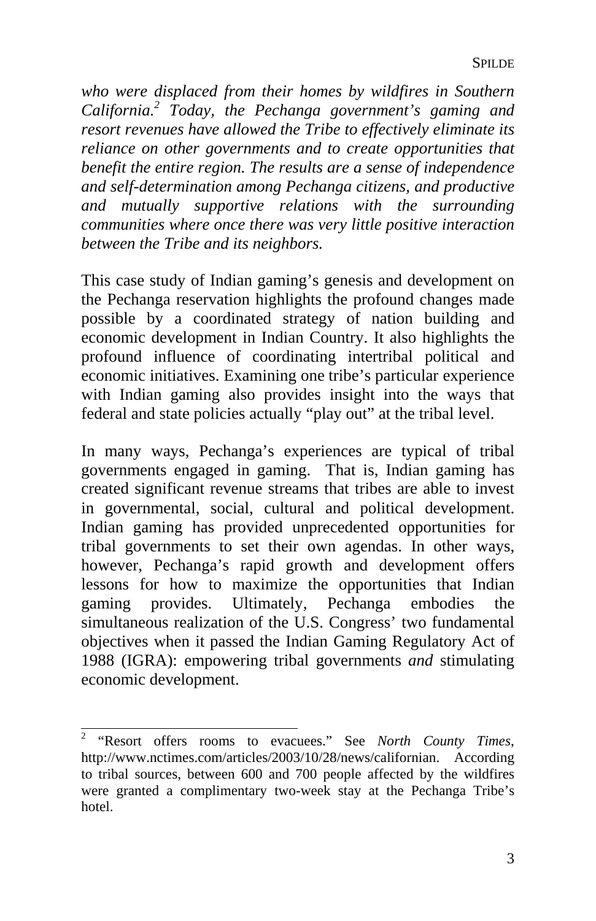*who were displaced from their homes by wildfires in Southern California.*[2] *Today, the Pechanga government's gaming and resort revenues have allowed the Tribe to effectively eliminate its reliance on other governments and to create opportunities that benefit the entire region. The results are a sense of independence and self-determination among Pechanga citizens, and productive and mutually supportive relations with the surrounding communities where once there was very little positive interaction between the Tribe and its neighbors.*

This case study of Indian gaming's genesis and development on the Pechanga reservation highlights the profound changes made possible by a coordinated strategy of nation building and economic development in Indian Country. It also highlights the profound influence of coordinating intertribal political and economic initiatives. Examining one tribe's particular experience with Indian gaming also provides insight into the ways that federal and state policies actually "play out" at the tribal level.

In many ways, Pechanga's experiences are typical of tribal governments engaged in gaming. That is, Indian gaming has created significant revenue streams that tribes are able to invest in governmental, social, cultural and political development. Indian gaming has provided unprecedented opportunities for tribal governments to set their own agendas. In other ways, however, Pechanga's rapid growth and development offers lessons for how to maximize the opportunities that Indian gaming provides. Ultimately, Pechanga embodies the simultaneous realization of the U.S. Congress' two fundamental objectives when it passed the Indian Gaming Regulatory Act of 1988 (IGRA): empowering tribal governments *and* stimulating economic development.

---

[2] "Resort offers rooms to evacuees." See *North County Times*, http://www.nctimes.com/articles/2003/10/28/news/californian. According to tribal sources, between 600 and 700 people affected by the wildfires were granted a complimentary two-week stay at the Pechanga Tribe's hotel.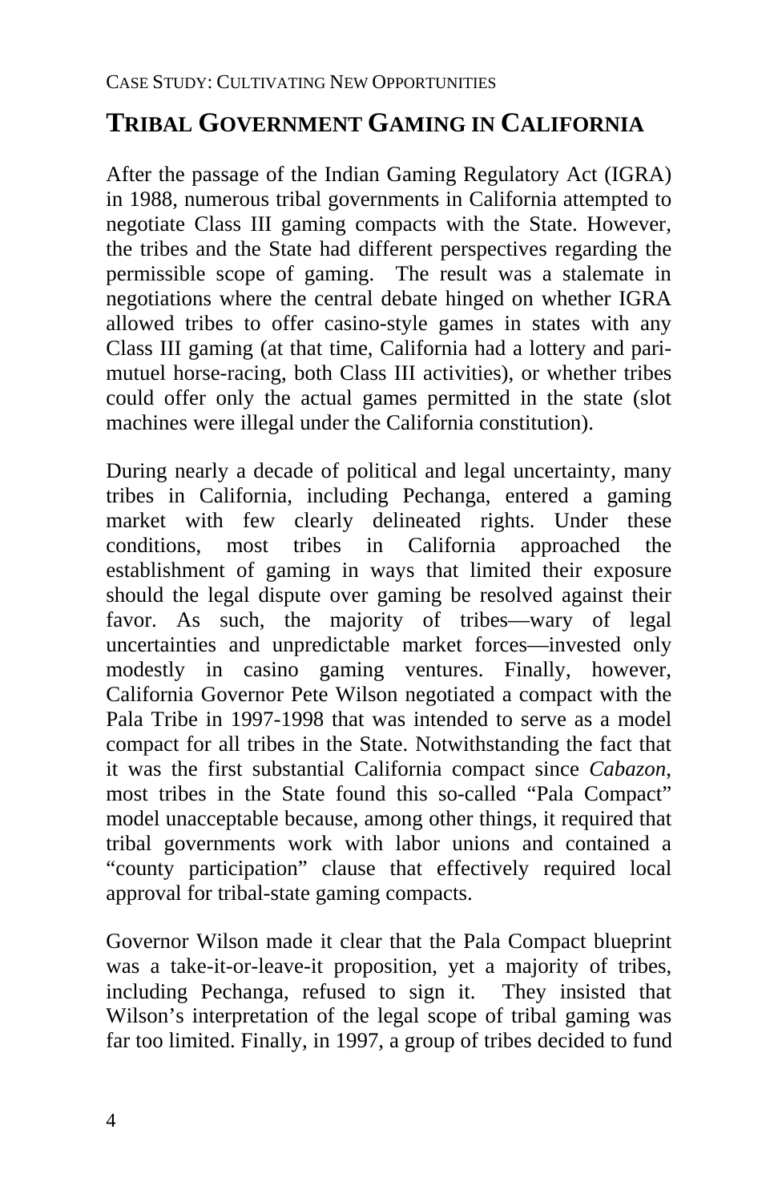CASE STUDY: CULTIVATING NEW OPPORTUNITIES

## TRIBAL GOVERNMENT GAMING IN CALIFORNIA

After the passage of the Indian Gaming Regulatory Act (IGRA) in 1988, numerous tribal governments in California attempted to negotiate Class III gaming compacts with the State. However, the tribes and the State had different perspectives regarding the permissible scope of gaming. The result was a stalemate in negotiations where the central debate hinged on whether IGRA allowed tribes to offer casino-style games in states with any Class III gaming (at that time, California had a lottery and pari-mutuel horse-racing, both Class III activities), or whether tribes could offer only the actual games permitted in the state (slot machines were illegal under the California constitution).

During nearly a decade of political and legal uncertainty, many tribes in California, including Pechanga, entered a gaming market with few clearly delineated rights. Under these conditions, most tribes in California approached the establishment of gaming in ways that limited their exposure should the legal dispute over gaming be resolved against their favor. As such, the majority of tribes—wary of legal uncertainties and unpredictable market forces—invested only modestly in casino gaming ventures. Finally, however, California Governor Pete Wilson negotiated a compact with the Pala Tribe in 1997-1998 that was intended to serve as a model compact for all tribes in the State. Notwithstanding the fact that it was the first substantial California compact since *Cabazon*, most tribes in the State found this so-called "Pala Compact" model unacceptable because, among other things, it required that tribal governments work with labor unions and contained a "county participation" clause that effectively required local approval for tribal-state gaming compacts.

Governor Wilson made it clear that the Pala Compact blueprint was a take-it-or-leave-it proposition, yet a majority of tribes, including Pechanga, refused to sign it. They insisted that Wilson's interpretation of the legal scope of tribal gaming was far too limited. Finally, in 1997, a group of tribes decided to fund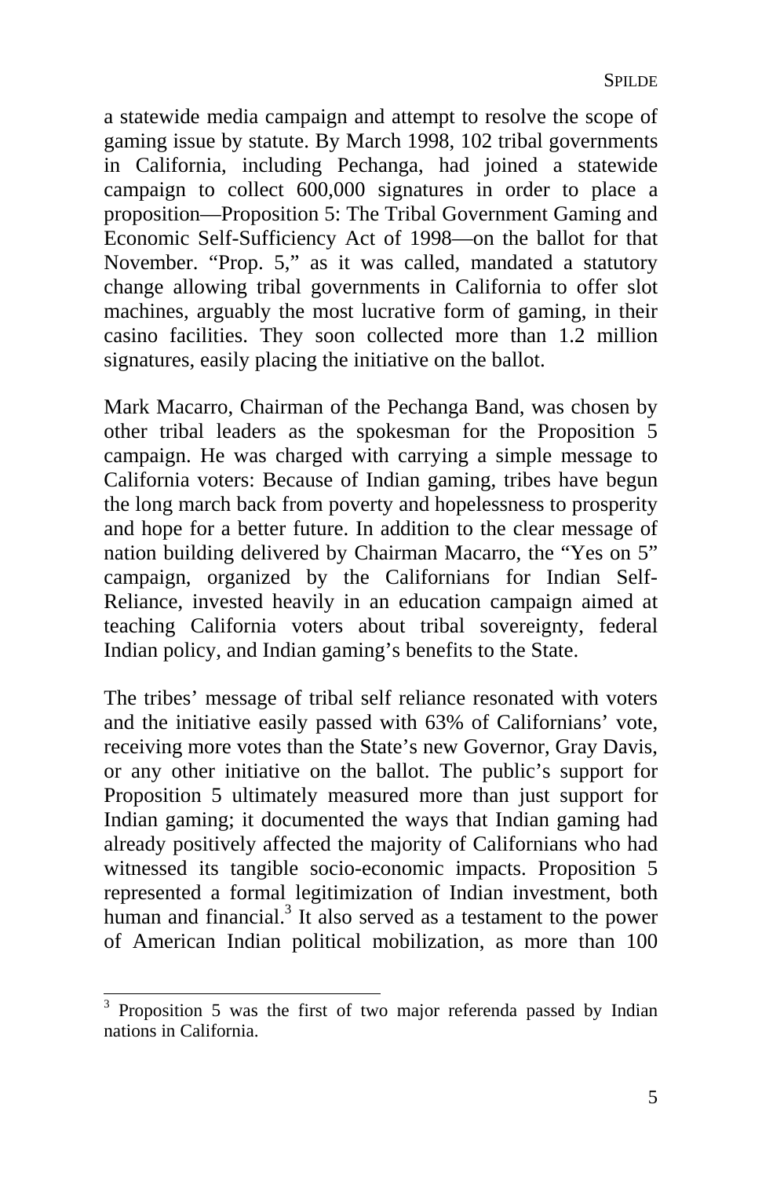a statewide media campaign and attempt to resolve the scope of gaming issue by statute. By March 1998, 102 tribal governments in California, including Pechanga, had joined a statewide campaign to collect 600,000 signatures in order to place a proposition—Proposition 5: The Tribal Government Gaming and Economic Self-Sufficiency Act of 1998—on the ballot for that November. "Prop. 5," as it was called, mandated a statutory change allowing tribal governments in California to offer slot machines, arguably the most lucrative form of gaming, in their casino facilities. They soon collected more than 1.2 million signatures, easily placing the initiative on the ballot.

Mark Macarro, Chairman of the Pechanga Band, was chosen by other tribal leaders as the spokesman for the Proposition 5 campaign. He was charged with carrying a simple message to California voters: Because of Indian gaming, tribes have begun the long march back from poverty and hopelessness to prosperity and hope for a better future. In addition to the clear message of nation building delivered by Chairman Macarro, the "Yes on 5" campaign, organized by the Californians for Indian Self-Reliance, invested heavily in an education campaign aimed at teaching California voters about tribal sovereignty, federal Indian policy, and Indian gaming's benefits to the State.

The tribes' message of tribal self reliance resonated with voters and the initiative easily passed with 63% of Californians' vote, receiving more votes than the State's new Governor, Gray Davis, or any other initiative on the ballot. The public's support for Proposition 5 ultimately measured more than just support for Indian gaming; it documented the ways that Indian gaming had already positively affected the majority of Californians who had witnessed its tangible socio-economic impacts. Proposition 5 represented a formal legitimization of Indian investment, both human and financial.[3] It also served as a testament to the power of American Indian political mobilization, as more than 100

[3] Proposition 5 was the first of two major referenda passed by Indian nations in California.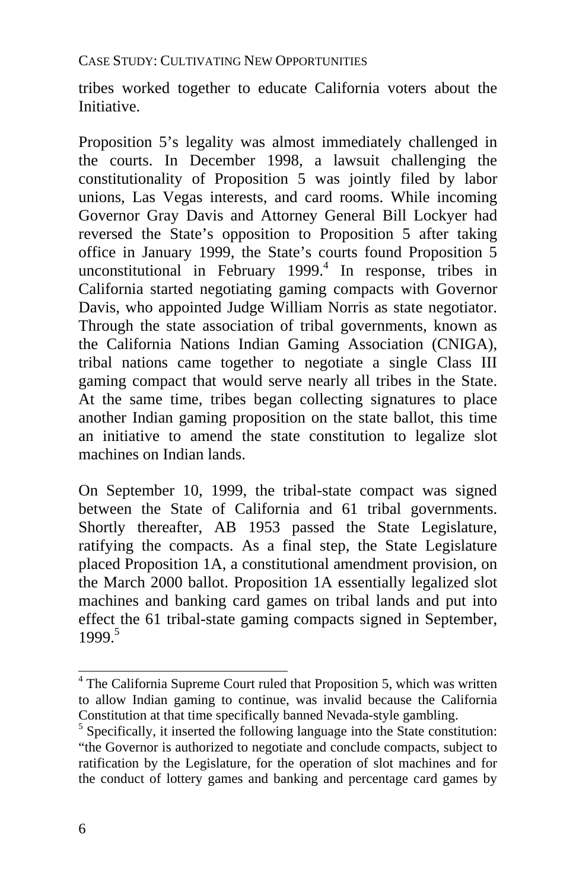tribes worked together to educate California voters about the Initiative.

Proposition 5's legality was almost immediately challenged in the courts. In December 1998, a lawsuit challenging the constitutionality of Proposition 5 was jointly filed by labor unions, Las Vegas interests, and card rooms. While incoming Governor Gray Davis and Attorney General Bill Lockyer had reversed the State's opposition to Proposition 5 after taking office in January 1999, the State's courts found Proposition 5 unconstitutional in February 1999.[4] In response, tribes in California started negotiating gaming compacts with Governor Davis, who appointed Judge William Norris as state negotiator. Through the state association of tribal governments, known as the California Nations Indian Gaming Association (CNIGA), tribal nations came together to negotiate a single Class III gaming compact that would serve nearly all tribes in the State. At the same time, tribes began collecting signatures to place another Indian gaming proposition on the state ballot, this time an initiative to amend the state constitution to legalize slot machines on Indian lands.

On September 10, 1999, the tribal-state compact was signed between the State of California and 61 tribal governments. Shortly thereafter, AB 1953 passed the State Legislature, ratifying the compacts. As a final step, the State Legislature placed Proposition 1A, a constitutional amendment provision, on the March 2000 ballot. Proposition 1A essentially legalized slot machines and banking card games on tribal lands and put into effect the 61 tribal-state gaming compacts signed in September, 1999.[5]

---

[4] The California Supreme Court ruled that Proposition 5, which was written to allow Indian gaming to continue, was invalid because the California Constitution at that time specifically banned Nevada-style gambling.

[5] Specifically, it inserted the following language into the State constitution: "the Governor is authorized to negotiate and conclude compacts, subject to ratification by the Legislature, for the operation of slot machines and for the conduct of lottery games and banking and percentage card games by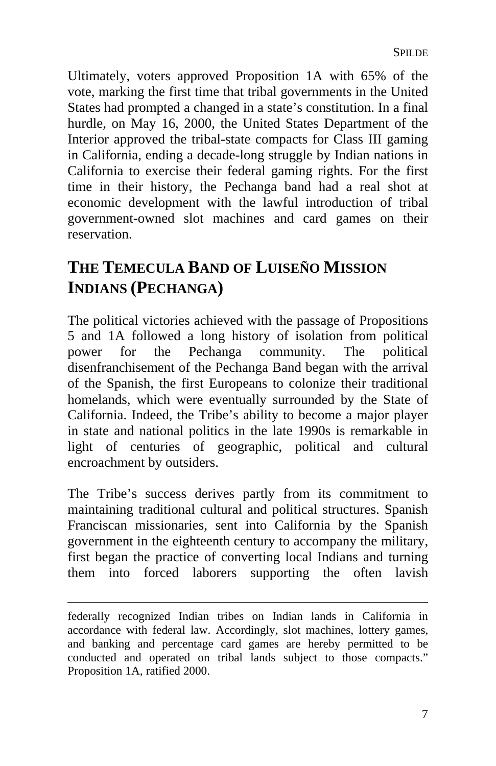Ultimately, voters approved Proposition 1A with 65% of the vote, marking the first time that tribal governments in the United States had prompted a changed in a state's constitution. In a final hurdle, on May 16, 2000, the United States Department of the Interior approved the tribal-state compacts for Class III gaming in California, ending a decade-long struggle by Indian nations in California to exercise their federal gaming rights. For the first time in their history, the Pechanga band had a real shot at economic development with the lawful introduction of tribal government-owned slot machines and card games on their reservation.

## THE TEMECULA BAND OF LUISEÑO MISSION INDIANS (PECHANGA)

The political victories achieved with the passage of Propositions 5 and 1A followed a long history of isolation from political power for the Pechanga community. The political disenfranchisement of the Pechanga Band began with the arrival of the Spanish, the first Europeans to colonize their traditional homelands, which were eventually surrounded by the State of California. Indeed, the Tribe's ability to become a major player in state and national politics in the late 1990s is remarkable in light of centuries of geographic, political and cultural encroachment by outsiders.

The Tribe's success derives partly from its commitment to maintaining traditional cultural and political structures. Spanish Franciscan missionaries, sent into California by the Spanish government in the eighteenth century to accompany the military, first began the practice of converting local Indians and turning them into forced laborers supporting the often lavish

---

federally recognized Indian tribes on Indian lands in California in accordance with federal law. Accordingly, slot machines, lottery games, and banking and percentage card games are hereby permitted to be conducted and operated on tribal lands subject to those compacts." Proposition 1A, ratified 2000.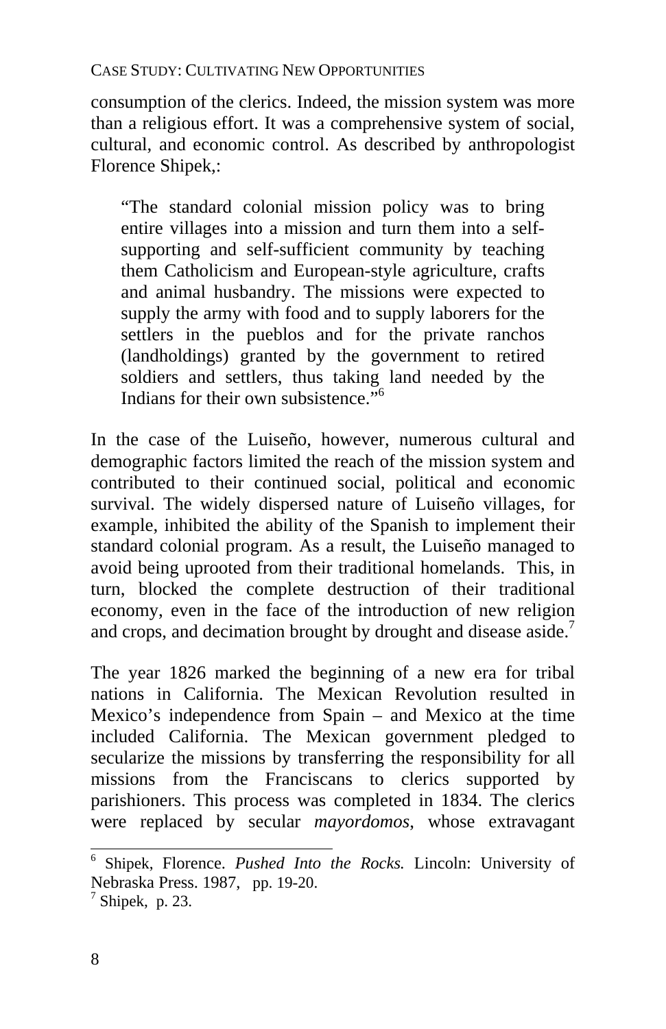consumption of the clerics. Indeed, the mission system was more than a religious effort. It was a comprehensive system of social, cultural, and economic control. As described by anthropologist Florence Shipek,:

> "The standard colonial mission policy was to bring entire villages into a mission and turn them into a self-supporting and self-sufficient community by teaching them Catholicism and European-style agriculture, crafts and animal husbandry. The missions were expected to supply the army with food and to supply laborers for the settlers in the pueblos and for the private ranchos (landholdings) granted by the government to retired soldiers and settlers, thus taking land needed by the Indians for their own subsistence."[6]

In the case of the Luiseño, however, numerous cultural and demographic factors limited the reach of the mission system and contributed to their continued social, political and economic survival. The widely dispersed nature of Luiseño villages, for example, inhibited the ability of the Spanish to implement their standard colonial program. As a result, the Luiseño managed to avoid being uprooted from their traditional homelands. This, in turn, blocked the complete destruction of their traditional economy, even in the face of the introduction of new religion and crops, and decimation brought by drought and disease aside.[7]

The year 1826 marked the beginning of a new era for tribal nations in California. The Mexican Revolution resulted in Mexico's independence from Spain – and Mexico at the time included California. The Mexican government pledged to secularize the missions by transferring the responsibility for all missions from the Franciscans to clerics supported by parishioners. This process was completed in 1834. The clerics were replaced by secular *mayordomos*, whose extravagant

---

[6] Shipek, Florence. *Pushed Into the Rocks.* Lincoln: University of Nebraska Press. 1987, pp. 19-20.

[7] Shipek, p. 23.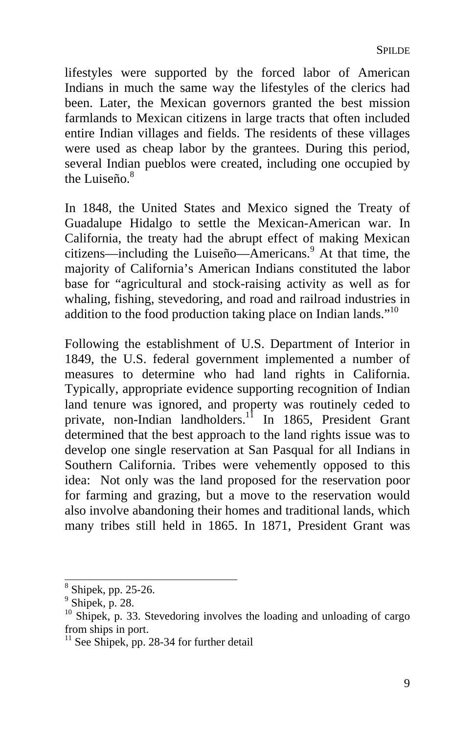lifestyles were supported by the forced labor of American Indians in much the same way the lifestyles of the clerics had been. Later, the Mexican governors granted the best mission farmlands to Mexican citizens in large tracts that often included entire Indian villages and fields. The residents of these villages were used as cheap labor by the grantees. During this period, several Indian pueblos were created, including one occupied by the Luiseño.[8]

In 1848, the United States and Mexico signed the Treaty of Guadalupe Hidalgo to settle the Mexican-American war. In California, the treaty had the abrupt effect of making Mexican citizens—including the Luiseño—Americans.[9] At that time, the majority of California's American Indians constituted the labor base for "agricultural and stock-raising activity as well as for whaling, fishing, stevedoring, and road and railroad industries in addition to the food production taking place on Indian lands."[10]

Following the establishment of U.S. Department of Interior in 1849, the U.S. federal government implemented a number of measures to determine who had land rights in California. Typically, appropriate evidence supporting recognition of Indian land tenure was ignored, and property was routinely ceded to private, non-Indian landholders.[11] In 1865, President Grant determined that the best approach to the land rights issue was to develop one single reservation at San Pasqual for all Indians in Southern California. Tribes were vehemently opposed to this idea: Not only was the land proposed for the reservation poor for farming and grazing, but a move to the reservation would also involve abandoning their homes and traditional lands, which many tribes still held in 1865. In 1871, President Grant was

---

[8] Shipek, pp. 25-26.

[9] Shipek, p. 28.

[10] Shipek, p. 33. Stevedoring involves the loading and unloading of cargo from ships in port.

[11] See Shipek, pp. 28-34 for further detail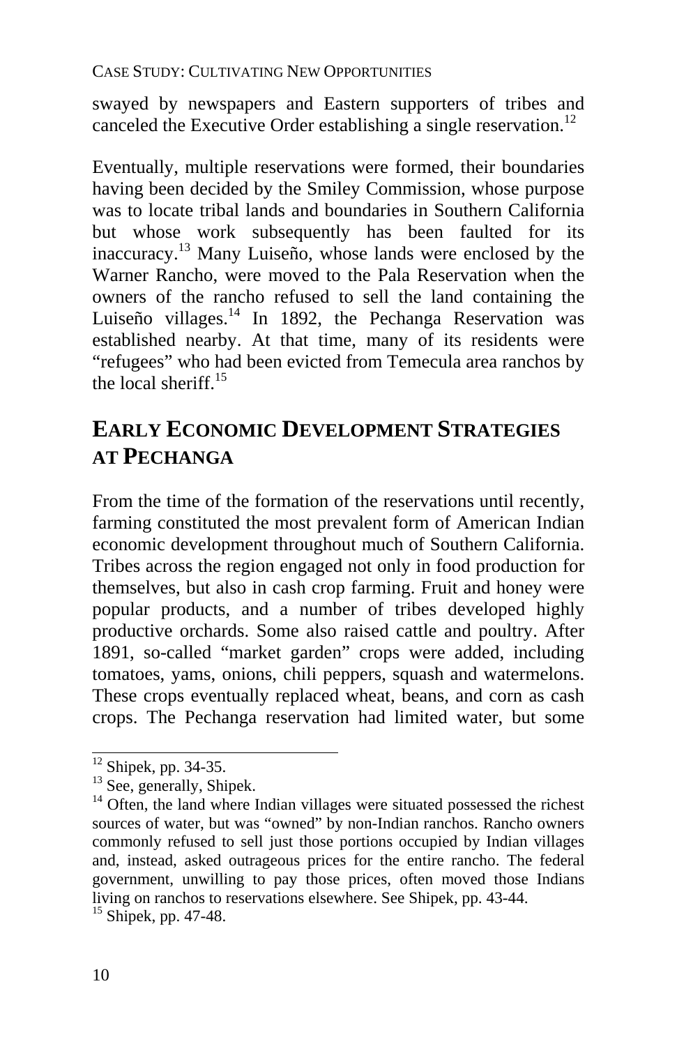swayed by newspapers and Eastern supporters of tribes and canceled the Executive Order establishing a single reservation.[12]

Eventually, multiple reservations were formed, their boundaries having been decided by the Smiley Commission, whose purpose was to locate tribal lands and boundaries in Southern California but whose work subsequently has been faulted for its inaccuracy.[13] Many Luiseño, whose lands were enclosed by the Warner Rancho, were moved to the Pala Reservation when the owners of the rancho refused to sell the land containing the Luiseño villages.[14] In 1892, the Pechanga Reservation was established nearby. At that time, many of its residents were "refugees" who had been evicted from Temecula area ranchos by the local sheriff.[15]

## EARLY ECONOMIC DEVELOPMENT STRATEGIES AT PECHANGA

From the time of the formation of the reservations until recently, farming constituted the most prevalent form of American Indian economic development throughout much of Southern California. Tribes across the region engaged not only in food production for themselves, but also in cash crop farming. Fruit and honey were popular products, and a number of tribes developed highly productive orchards. Some also raised cattle and poultry. After 1891, so-called "market garden" crops were added, including tomatoes, yams, onions, chili peppers, squash and watermelons. These crops eventually replaced wheat, beans, and corn as cash crops. The Pechanga reservation had limited water, but some

---

[12] Shipek, pp. 34-35.

[13] See, generally, Shipek.

[14] Often, the land where Indian villages were situated possessed the richest sources of water, but was "owned" by non-Indian ranchos. Rancho owners commonly refused to sell just those portions occupied by Indian villages and, instead, asked outrageous prices for the entire rancho. The federal government, unwilling to pay those prices, often moved those Indians living on ranchos to reservations elsewhere. See Shipek, pp. 43-44.

[15] Shipek, pp. 47-48.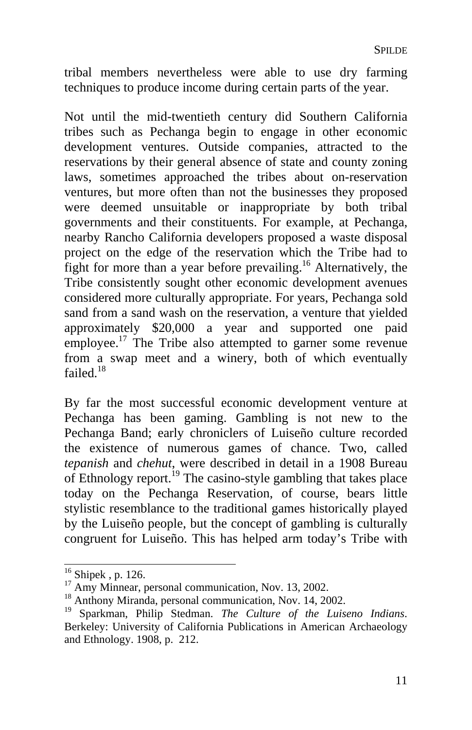tribal members nevertheless were able to use dry farming techniques to produce income during certain parts of the year.

Not until the mid-twentieth century did Southern California tribes such as Pechanga begin to engage in other economic development ventures. Outside companies, attracted to the reservations by their general absence of state and county zoning laws, sometimes approached the tribes about on-reservation ventures, but more often than not the businesses they proposed were deemed unsuitable or inappropriate by both tribal governments and their constituents. For example, at Pechanga, nearby Rancho California developers proposed a waste disposal project on the edge of the reservation which the Tribe had to fight for more than a year before prevailing.[16] Alternatively, the Tribe consistently sought other economic development avenues considered more culturally appropriate. For years, Pechanga sold sand from a sand wash on the reservation, a venture that yielded approximately $20,000 a year and supported one paid employee.[17] The Tribe also attempted to garner some revenue from a swap meet and a winery, both of which eventually failed.[18]

By far the most successful economic development venture at Pechanga has been gaming. Gambling is not new to the Pechanga Band; early chroniclers of Luiseño culture recorded the existence of numerous games of chance. Two, called *tepanish* and *chehut*, were described in detail in a 1908 Bureau of Ethnology report.[19] The casino-style gambling that takes place today on the Pechanga Reservation, of course, bears little stylistic resemblance to the traditional games historically played by the Luiseño people, but the concept of gambling is culturally congruent for Luiseño. This has helped arm today's Tribe with

---

[16] Shipek , p. 126.

[17] Amy Minnear, personal communication, Nov. 13, 2002.

[18] Anthony Miranda, personal communication, Nov. 14, 2002.

[19] Sparkman, Philip Stedman. *The Culture of the Luiseno Indians*. Berkeley: University of California Publications in American Archaeology and Ethnology. 1908, p. 212.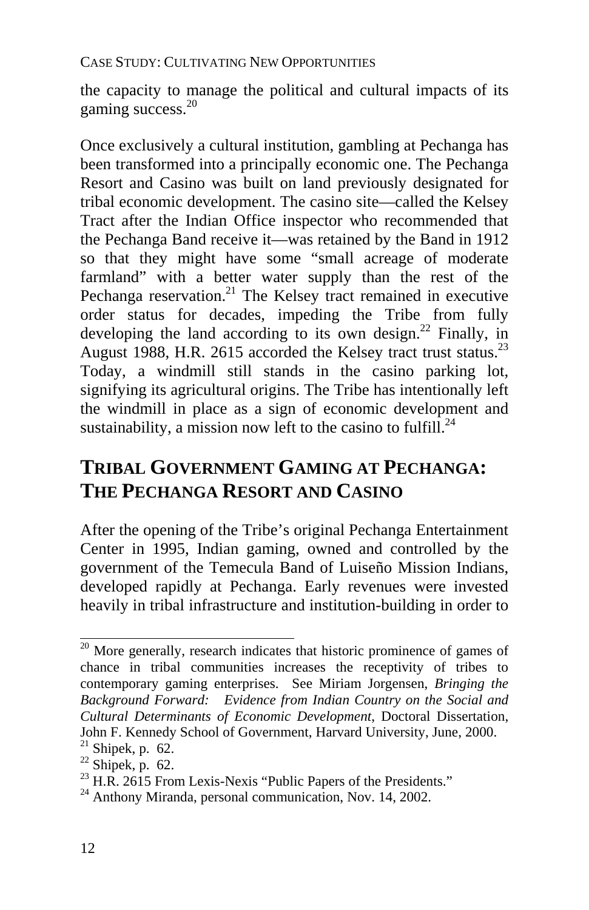the capacity to manage the political and cultural impacts of its gaming success.[20]

Once exclusively a cultural institution, gambling at Pechanga has been transformed into a principally economic one. The Pechanga Resort and Casino was built on land previously designated for tribal economic development. The casino site—called the Kelsey Tract after the Indian Office inspector who recommended that the Pechanga Band receive it—was retained by the Band in 1912 so that they might have some "small acreage of moderate farmland" with a better water supply than the rest of the Pechanga reservation.[21] The Kelsey tract remained in executive order status for decades, impeding the Tribe from fully developing the land according to its own design.[22] Finally, in August 1988, H.R. 2615 accorded the Kelsey tract trust status.[23] Today, a windmill still stands in the casino parking lot, signifying its agricultural origins. The Tribe has intentionally left the windmill in place as a sign of economic development and sustainability, a mission now left to the casino to fulfill.[24]

## TRIBAL GOVERNMENT GAMING AT PECHANGA: THE PECHANGA RESORT AND CASINO

After the opening of the Tribe's original Pechanga Entertainment Center in 1995, Indian gaming, owned and controlled by the government of the Temecula Band of Luiseño Mission Indians, developed rapidly at Pechanga. Early revenues were invested heavily in tribal infrastructure and institution-building in order to

---

[20] More generally, research indicates that historic prominence of games of chance in tribal communities increases the receptivity of tribes to contemporary gaming enterprises. See Miriam Jorgensen, *Bringing the Background Forward: Evidence from Indian Country on the Social and Cultural Determinants of Economic Development*, Doctoral Dissertation, John F. Kennedy School of Government, Harvard University, June, 2000.

[21] Shipek, p. 62.

[22] Shipek, p. 62.

[23] H.R. 2615 From Lexis-Nexis "Public Papers of the Presidents."

[24] Anthony Miranda, personal communication, Nov. 14, 2002.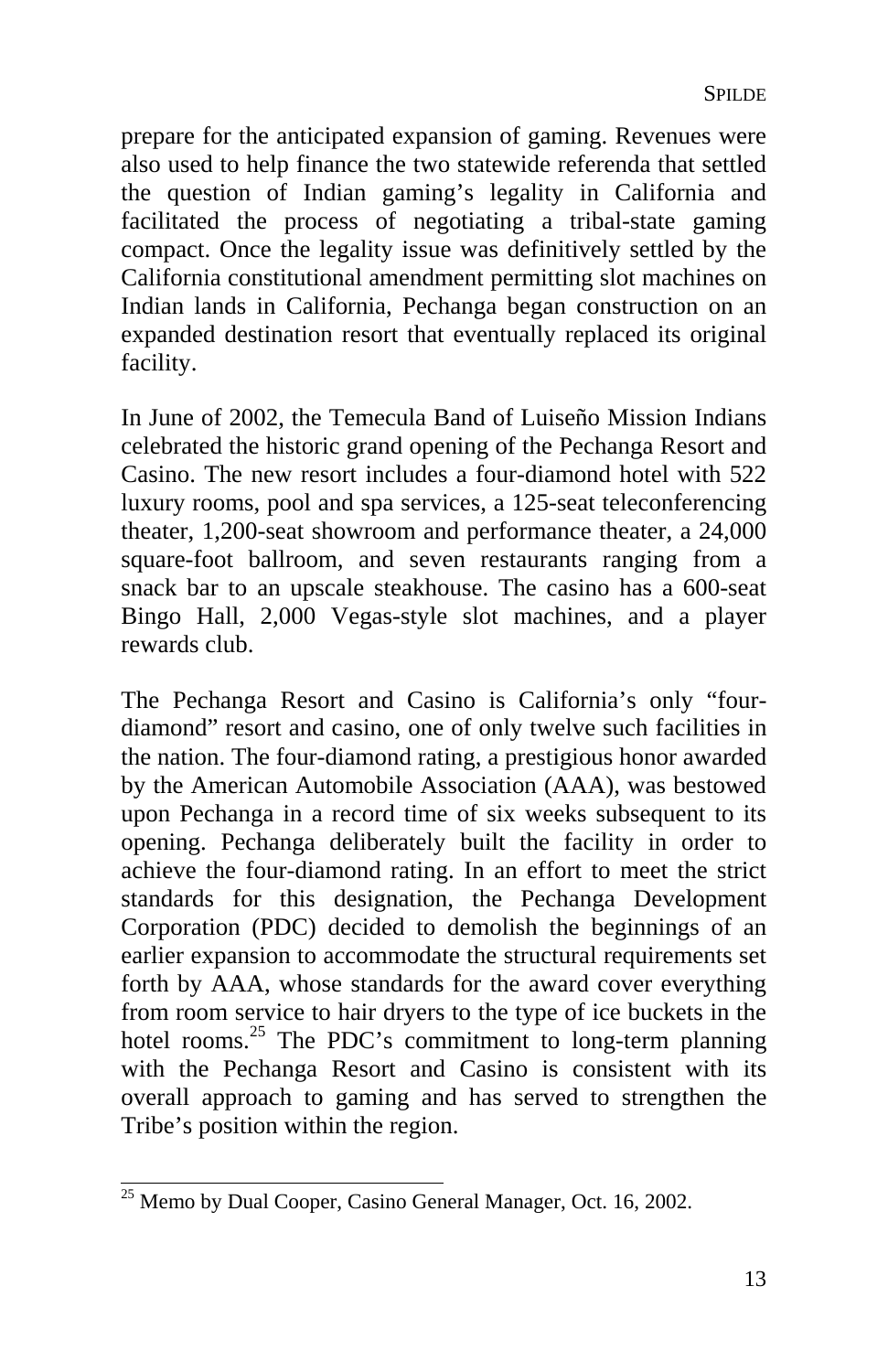prepare for the anticipated expansion of gaming. Revenues were also used to help finance the two statewide referenda that settled the question of Indian gaming's legality in California and facilitated the process of negotiating a tribal-state gaming compact. Once the legality issue was definitively settled by the California constitutional amendment permitting slot machines on Indian lands in California, Pechanga began construction on an expanded destination resort that eventually replaced its original facility.

In June of 2002, the Temecula Band of Luiseño Mission Indians celebrated the historic grand opening of the Pechanga Resort and Casino. The new resort includes a four-diamond hotel with 522 luxury rooms, pool and spa services, a 125-seat teleconferencing theater, 1,200-seat showroom and performance theater, a 24,000 square-foot ballroom, and seven restaurants ranging from a snack bar to an upscale steakhouse. The casino has a 600-seat Bingo Hall, 2,000 Vegas-style slot machines, and a player rewards club.

The Pechanga Resort and Casino is California's only "four-diamond" resort and casino, one of only twelve such facilities in the nation. The four-diamond rating, a prestigious honor awarded by the American Automobile Association (AAA), was bestowed upon Pechanga in a record time of six weeks subsequent to its opening. Pechanga deliberately built the facility in order to achieve the four-diamond rating. In an effort to meet the strict standards for this designation, the Pechanga Development Corporation (PDC) decided to demolish the beginnings of an earlier expansion to accommodate the structural requirements set forth by AAA, whose standards for the award cover everything from room service to hair dryers to the type of ice buckets in the hotel rooms.[25] The PDC's commitment to long-term planning with the Pechanga Resort and Casino is consistent with its overall approach to gaming and has served to strengthen the Tribe's position within the region.

---

[25] Memo by Dual Cooper, Casino General Manager, Oct. 16, 2002.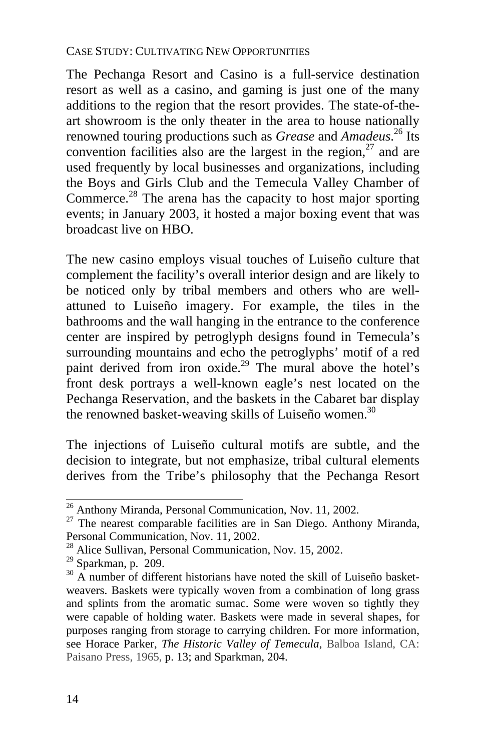The Pechanga Resort and Casino is a full-service destination resort as well as a casino, and gaming is just one of the many additions to the region that the resort provides. The state-of-the-art showroom is the only theater in the area to house nationally renowned touring productions such as *Grease* and *Amadeus*.[26] Its convention facilities also are the largest in the region,[27] and are used frequently by local businesses and organizations, including the Boys and Girls Club and the Temecula Valley Chamber of Commerce.[28] The arena has the capacity to host major sporting events; in January 2003, it hosted a major boxing event that was broadcast live on HBO.

The new casino employs visual touches of Luiseño culture that complement the facility's overall interior design and are likely to be noticed only by tribal members and others who are well-attuned to Luiseño imagery. For example, the tiles in the bathrooms and the wall hanging in the entrance to the conference center are inspired by petroglyph designs found in Temecula's surrounding mountains and echo the petroglyphs' motif of a red paint derived from iron oxide.[29] The mural above the hotel's front desk portrays a well-known eagle's nest located on the Pechanga Reservation, and the baskets in the Cabaret bar display the renowned basket-weaving skills of Luiseño women.[30]

The injections of Luiseño cultural motifs are subtle, and the decision to integrate, but not emphasize, tribal cultural elements derives from the Tribe's philosophy that the Pechanga Resort

---

[26] Anthony Miranda, Personal Communication, Nov. 11, 2002.

[27] The nearest comparable facilities are in San Diego. Anthony Miranda, Personal Communication, Nov. 11, 2002.

[28] Alice Sullivan, Personal Communication, Nov. 15, 2002.

[29] Sparkman, p. 209.

[30] A number of different historians have noted the skill of Luiseño basket-weavers. Baskets were typically woven from a combination of long grass and splints from the aromatic sumac. Some were woven so tightly they were capable of holding water. Baskets were made in several shapes, for purposes ranging from storage to carrying children. For more information, see Horace Parker, *The Historic Valley of Temecula*, Balboa Island, CA: Paisano Press, 1965, p. 13; and Sparkman, 204.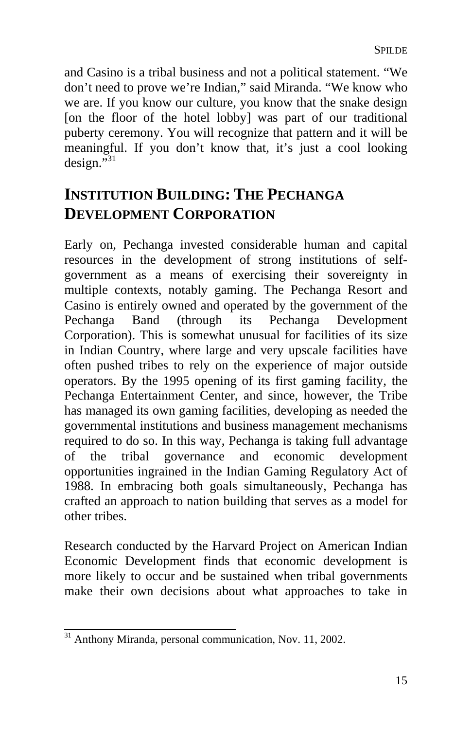and Casino is a tribal business and not a political statement. "We don't need to prove we're Indian," said Miranda. "We know who we are. If you know our culture, you know that the snake design [on the floor of the hotel lobby] was part of our traditional puberty ceremony. You will recognize that pattern and it will be meaningful. If you don't know that, it's just a cool looking design."[31]

## INSTITUTION BUILDING: THE PECHANGA DEVELOPMENT CORPORATION

Early on, Pechanga invested considerable human and capital resources in the development of strong institutions of self-government as a means of exercising their sovereignty in multiple contexts, notably gaming. The Pechanga Resort and Casino is entirely owned and operated by the government of the Pechanga Band (through its Pechanga Development Corporation). This is somewhat unusual for facilities of its size in Indian Country, where large and very upscale facilities have often pushed tribes to rely on the experience of major outside operators. By the 1995 opening of its first gaming facility, the Pechanga Entertainment Center, and since, however, the Tribe has managed its own gaming facilities, developing as needed the governmental institutions and business management mechanisms required to do so. In this way, Pechanga is taking full advantage of the tribal governance and economic development opportunities ingrained in the Indian Gaming Regulatory Act of 1988. In embracing both goals simultaneously, Pechanga has crafted an approach to nation building that serves as a model for other tribes.

Research conducted by the Harvard Project on American Indian Economic Development finds that economic development is more likely to occur and be sustained when tribal governments make their own decisions about what approaches to take in

[31] Anthony Miranda, personal communication, Nov. 11, 2002.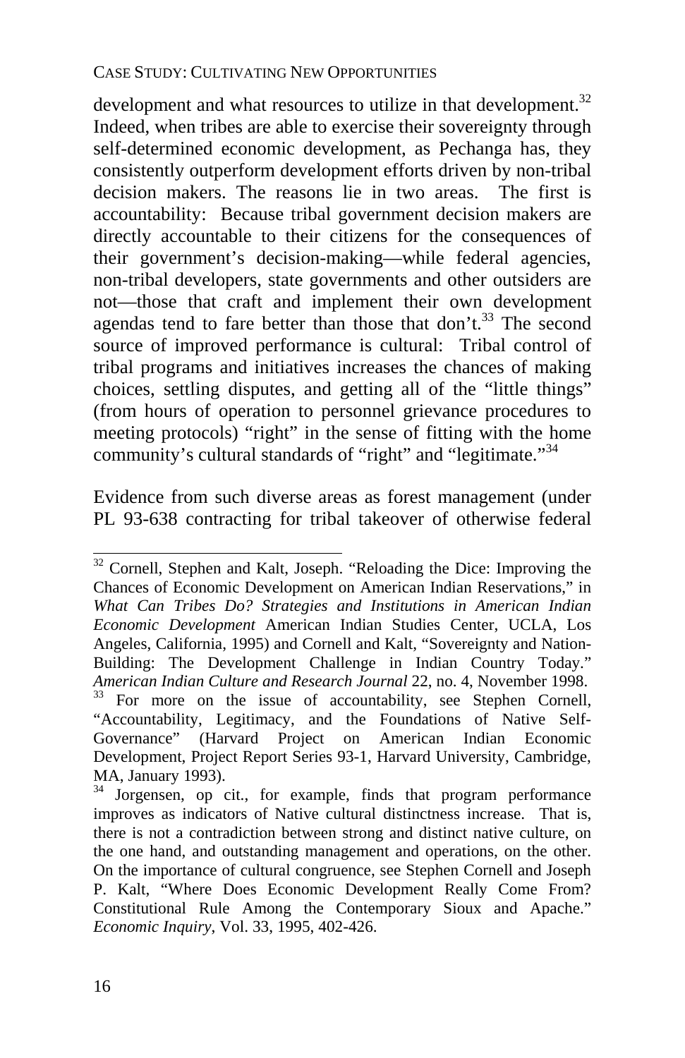development and what resources to utilize in that development.[32] Indeed, when tribes are able to exercise their sovereignty through self-determined economic development, as Pechanga has, they consistently outperform development efforts driven by non-tribal decision makers. The reasons lie in two areas. The first is accountability: Because tribal government decision makers are directly accountable to their citizens for the consequences of their government's decision-making—while federal agencies, non-tribal developers, state governments and other outsiders are not—those that craft and implement their own development agendas tend to fare better than those that don't.[33] The second source of improved performance is cultural: Tribal control of tribal programs and initiatives increases the chances of making choices, settling disputes, and getting all of the "little things" (from hours of operation to personnel grievance procedures to meeting protocols) "right" in the sense of fitting with the home community's cultural standards of "right" and "legitimate."[34]

Evidence from such diverse areas as forest management (under PL 93-638 contracting for tribal takeover of otherwise federal

---

[32] Cornell, Stephen and Kalt, Joseph. "Reloading the Dice: Improving the Chances of Economic Development on American Indian Reservations," in *What Can Tribes Do? Strategies and Institutions in American Indian Economic Development* American Indian Studies Center, UCLA, Los Angeles, California, 1995) and Cornell and Kalt, "Sovereignty and Nation-Building: The Development Challenge in Indian Country Today." *American Indian Culture and Research Journal* 22, no. 4, November 1998.

[33] For more on the issue of accountability, see Stephen Cornell, "Accountability, Legitimacy, and the Foundations of Native Self-Governance" (Harvard Project on American Indian Economic Development, Project Report Series 93-1, Harvard University, Cambridge, MA, January 1993).

[34] Jorgensen, op cit., for example, finds that program performance improves as indicators of Native cultural distinctness increase. That is, there is not a contradiction between strong and distinct native culture, on the one hand, and outstanding management and operations, on the other. On the importance of cultural congruence, see Stephen Cornell and Joseph P. Kalt, "Where Does Economic Development Really Come From? Constitutional Rule Among the Contemporary Sioux and Apache." *Economic Inquiry*, Vol. 33, 1995, 402-426.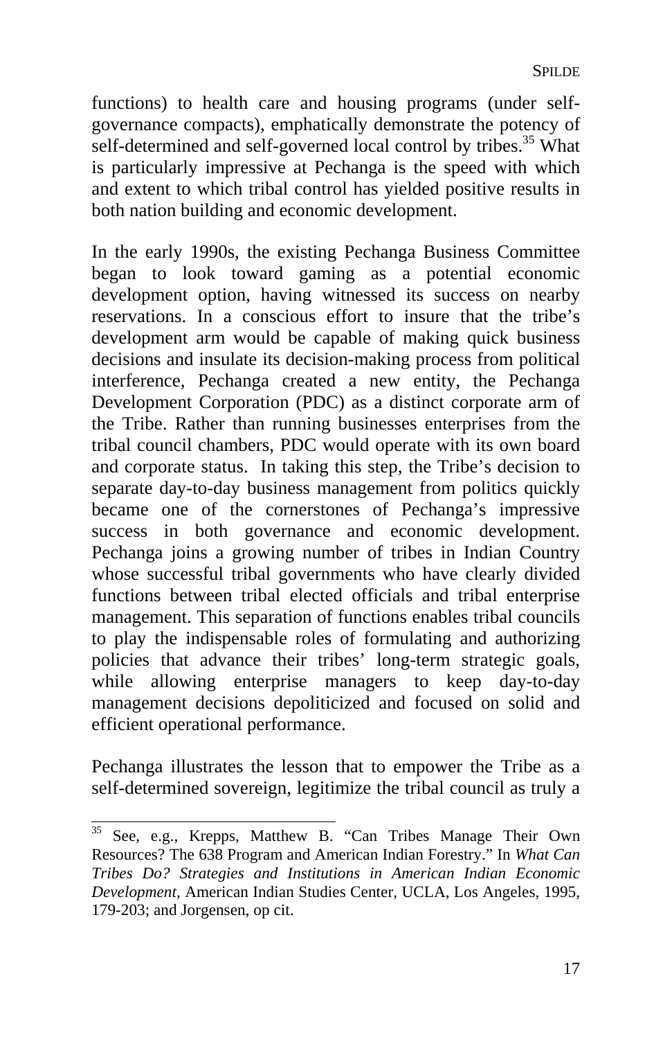functions) to health care and housing programs (under self-governance compacts), emphatically demonstrate the potency of self-determined and self-governed local control by tribes.[35] What is particularly impressive at Pechanga is the speed with which and extent to which tribal control has yielded positive results in both nation building and economic development.

In the early 1990s, the existing Pechanga Business Committee began to look toward gaming as a potential economic development option, having witnessed its success on nearby reservations. In a conscious effort to insure that the tribe's development arm would be capable of making quick business decisions and insulate its decision-making process from political interference, Pechanga created a new entity, the Pechanga Development Corporation (PDC) as a distinct corporate arm of the Tribe. Rather than running businesses enterprises from the tribal council chambers, PDC would operate with its own board and corporate status. In taking this step, the Tribe's decision to separate day-to-day business management from politics quickly became one of the cornerstones of Pechanga's impressive success in both governance and economic development. Pechanga joins a growing number of tribes in Indian Country whose successful tribal governments who have clearly divided functions between tribal elected officials and tribal enterprise management. This separation of functions enables tribal councils to play the indispensable roles of formulating and authorizing policies that advance their tribes' long-term strategic goals, while allowing enterprise managers to keep day-to-day management decisions depoliticized and focused on solid and efficient operational performance.

Pechanga illustrates the lesson that to empower the Tribe as a self-determined sovereign, legitimize the tribal council as truly a

---

[35] See, e.g., Krepps, Matthew B. "Can Tribes Manage Their Own Resources? The 638 Program and American Indian Forestry." In *What Can Tribes Do? Strategies and Institutions in American Indian Economic Development*, American Indian Studies Center, UCLA, Los Angeles, 1995, 179-203; and Jorgensen, op cit.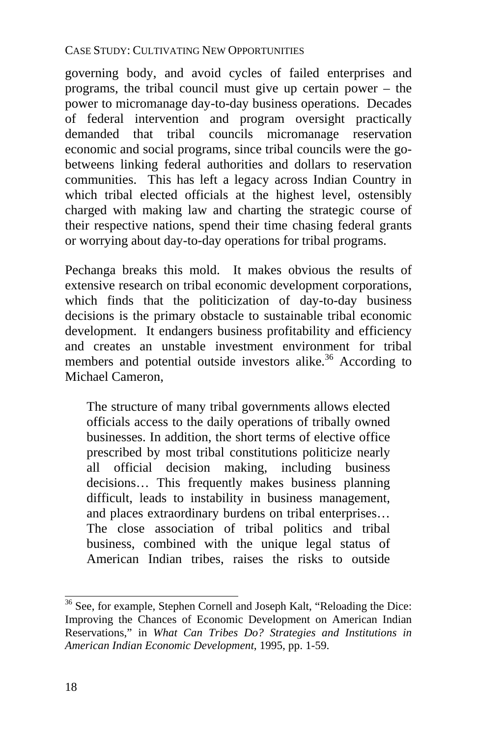governing body, and avoid cycles of failed enterprises and programs, the tribal council must give up certain power – the power to micromanage day-to-day business operations. Decades of federal intervention and program oversight practically demanded that tribal councils micromanage reservation economic and social programs, since tribal councils were the go-betweens linking federal authorities and dollars to reservation communities. This has left a legacy across Indian Country in which tribal elected officials at the highest level, ostensibly charged with making law and charting the strategic course of their respective nations, spend their time chasing federal grants or worrying about day-to-day operations for tribal programs.

Pechanga breaks this mold. It makes obvious the results of extensive research on tribal economic development corporations, which finds that the politicization of day-to-day business decisions is the primary obstacle to sustainable tribal economic development. It endangers business profitability and efficiency and creates an unstable investment environment for tribal members and potential outside investors alike.[36] According to Michael Cameron,

> The structure of many tribal governments allows elected officials access to the daily operations of tribally owned businesses. In addition, the short terms of elective office prescribed by most tribal constitutions politicize nearly all official decision making, including business decisions… This frequently makes business planning difficult, leads to instability in business management, and places extraordinary burdens on tribal enterprises… The close association of tribal politics and tribal business, combined with the unique legal status of American Indian tribes, raises the risks to outside

[36] See, for example, Stephen Cornell and Joseph Kalt, "Reloading the Dice: Improving the Chances of Economic Development on American Indian Reservations," in *What Can Tribes Do? Strategies and Institutions in American Indian Economic Development*, 1995, pp. 1-59.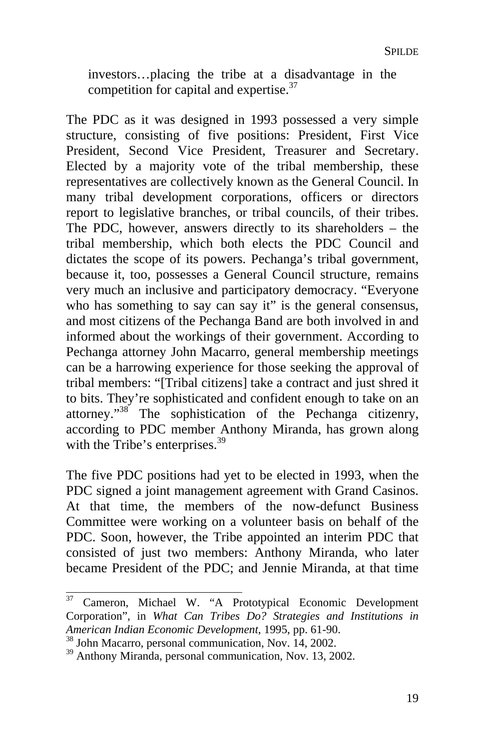> investors…placing the tribe at a disadvantage in the competition for capital and expertise.[37]

The PDC as it was designed in 1993 possessed a very simple structure, consisting of five positions: President, First Vice President, Second Vice President, Treasurer and Secretary. Elected by a majority vote of the tribal membership, these representatives are collectively known as the General Council. In many tribal development corporations, officers or directors report to legislative branches, or tribal councils, of their tribes. The PDC, however, answers directly to its shareholders – the tribal membership, which both elects the PDC Council and dictates the scope of its powers. Pechanga's tribal government, because it, too, possesses a General Council structure, remains very much an inclusive and participatory democracy. "Everyone who has something to say can say it" is the general consensus, and most citizens of the Pechanga Band are both involved in and informed about the workings of their government. According to Pechanga attorney John Macarro, general membership meetings can be a harrowing experience for those seeking the approval of tribal members: "[Tribal citizens] take a contract and just shred it to bits. They're sophisticated and confident enough to take on an attorney."[38] The sophistication of the Pechanga citizenry, according to PDC member Anthony Miranda, has grown along with the Tribe's enterprises.[39]

The five PDC positions had yet to be elected in 1993, when the PDC signed a joint management agreement with Grand Casinos. At that time, the members of the now-defunct Business Committee were working on a volunteer basis on behalf of the PDC. Soon, however, the Tribe appointed an interim PDC that consisted of just two members: Anthony Miranda, who later became President of the PDC; and Jennie Miranda, at that time

---

[37] Cameron, Michael W. "A Prototypical Economic Development Corporation", in *What Can Tribes Do? Strategies and Institutions in American Indian Economic Development*, 1995, pp. 61-90.

[38] John Macarro, personal communication, Nov. 14, 2002.

[39] Anthony Miranda, personal communication, Nov. 13, 2002.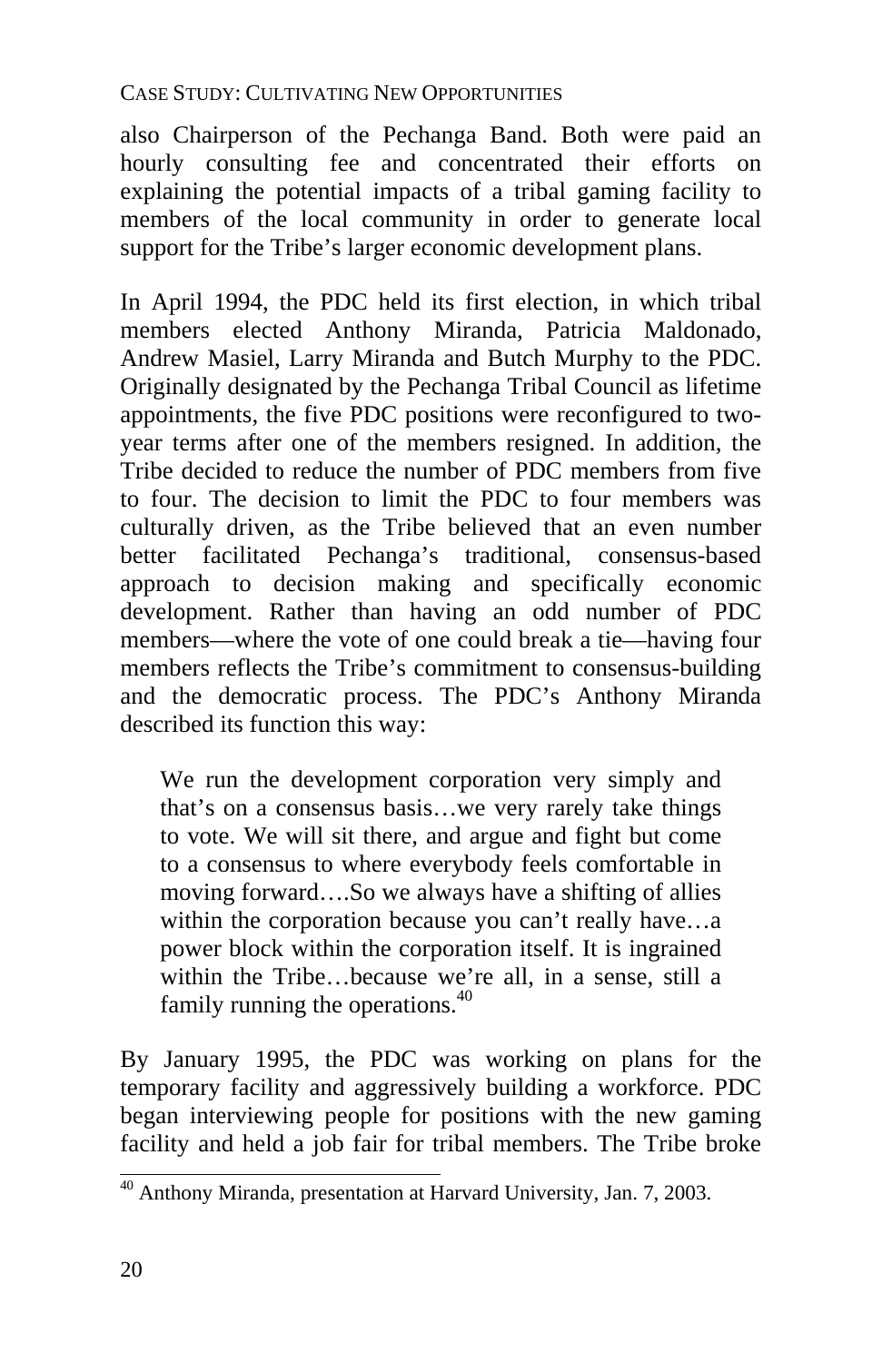also Chairperson of the Pechanga Band. Both were paid an hourly consulting fee and concentrated their efforts on explaining the potential impacts of a tribal gaming facility to members of the local community in order to generate local support for the Tribe's larger economic development plans.

In April 1994, the PDC held its first election, in which tribal members elected Anthony Miranda, Patricia Maldonado, Andrew Masiel, Larry Miranda and Butch Murphy to the PDC. Originally designated by the Pechanga Tribal Council as lifetime appointments, the five PDC positions were reconfigured to two-year terms after one of the members resigned. In addition, the Tribe decided to reduce the number of PDC members from five to four. The decision to limit the PDC to four members was culturally driven, as the Tribe believed that an even number better facilitated Pechanga's traditional, consensus-based approach to decision making and specifically economic development. Rather than having an odd number of PDC members—where the vote of one could break a tie—having four members reflects the Tribe's commitment to consensus-building and the democratic process. The PDC's Anthony Miranda described its function this way:

> We run the development corporation very simply and that's on a consensus basis…we very rarely take things to vote. We will sit there, and argue and fight but come to a consensus to where everybody feels comfortable in moving forward….So we always have a shifting of allies within the corporation because you can't really have…a power block within the corporation itself. It is ingrained within the Tribe…because we're all, in a sense, still a family running the operations.[40]

By January 1995, the PDC was working on plans for the temporary facility and aggressively building a workforce. PDC began interviewing people for positions with the new gaming facility and held a job fair for tribal members. The Tribe broke

[40] Anthony Miranda, presentation at Harvard University, Jan. 7, 2003.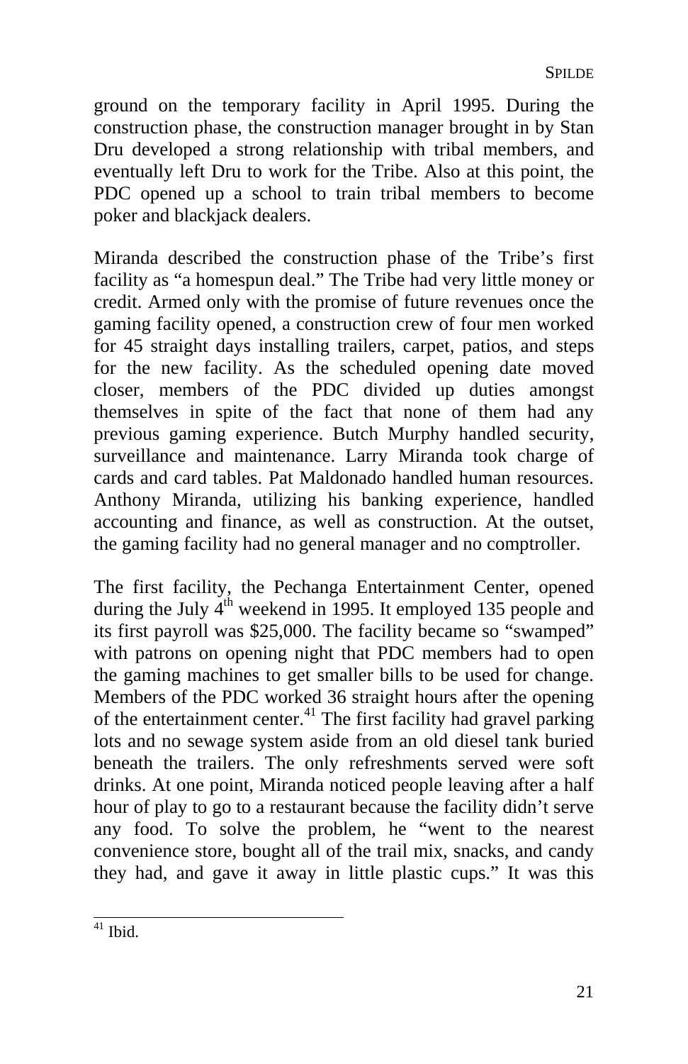ground on the temporary facility in April 1995. During the construction phase, the construction manager brought in by Stan Dru developed a strong relationship with tribal members, and eventually left Dru to work for the Tribe. Also at this point, the PDC opened up a school to train tribal members to become poker and blackjack dealers.

Miranda described the construction phase of the Tribe's first facility as "a homespun deal." The Tribe had very little money or credit. Armed only with the promise of future revenues once the gaming facility opened, a construction crew of four men worked for 45 straight days installing trailers, carpet, patios, and steps for the new facility. As the scheduled opening date moved closer, members of the PDC divided up duties amongst themselves in spite of the fact that none of them had any previous gaming experience. Butch Murphy handled security, surveillance and maintenance. Larry Miranda took charge of cards and card tables. Pat Maldonado handled human resources. Anthony Miranda, utilizing his banking experience, handled accounting and finance, as well as construction. At the outset, the gaming facility had no general manager and no comptroller.

The first facility, the Pechanga Entertainment Center, opened during the July 4th weekend in 1995. It employed 135 people and its first payroll was $25,000. The facility became so "swamped" with patrons on opening night that PDC members had to open the gaming machines to get smaller bills to be used for change. Members of the PDC worked 36 straight hours after the opening of the entertainment center.[41] The first facility had gravel parking lots and no sewage system aside from an old diesel tank buried beneath the trailers. The only refreshments served were soft drinks. At one point, Miranda noticed people leaving after a half hour of play to go to a restaurant because the facility didn't serve any food. To solve the problem, he "went to the nearest convenience store, bought all of the trail mix, snacks, and candy they had, and gave it away in little plastic cups." It was this

[41] Ibid.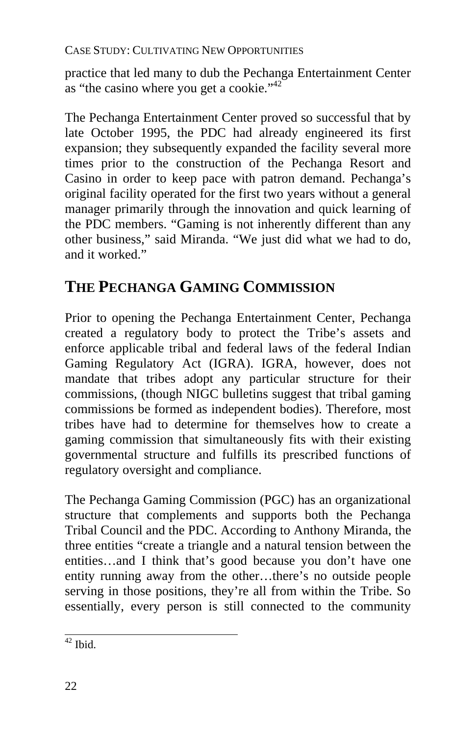practice that led many to dub the Pechanga Entertainment Center as "the casino where you get a cookie."[42]

The Pechanga Entertainment Center proved so successful that by late October 1995, the PDC had already engineered its first expansion; they subsequently expanded the facility several more times prior to the construction of the Pechanga Resort and Casino in order to keep pace with patron demand. Pechanga's original facility operated for the first two years without a general manager primarily through the innovation and quick learning of the PDC members. "Gaming is not inherently different than any other business," said Miranda. "We just did what we had to do, and it worked."

## THE PECHANGA GAMING COMMISSION

Prior to opening the Pechanga Entertainment Center, Pechanga created a regulatory body to protect the Tribe's assets and enforce applicable tribal and federal laws of the federal Indian Gaming Regulatory Act (IGRA). IGRA, however, does not mandate that tribes adopt any particular structure for their commissions, (though NIGC bulletins suggest that tribal gaming commissions be formed as independent bodies). Therefore, most tribes have had to determine for themselves how to create a gaming commission that simultaneously fits with their existing governmental structure and fulfills its prescribed functions of regulatory oversight and compliance.

The Pechanga Gaming Commission (PGC) has an organizational structure that complements and supports both the Pechanga Tribal Council and the PDC. According to Anthony Miranda, the three entities "create a triangle and a natural tension between the entities…and I think that's good because you don't have one entity running away from the other…there's no outside people serving in those positions, they're all from within the Tribe. So essentially, every person is still connected to the community

---

[42] Ibid.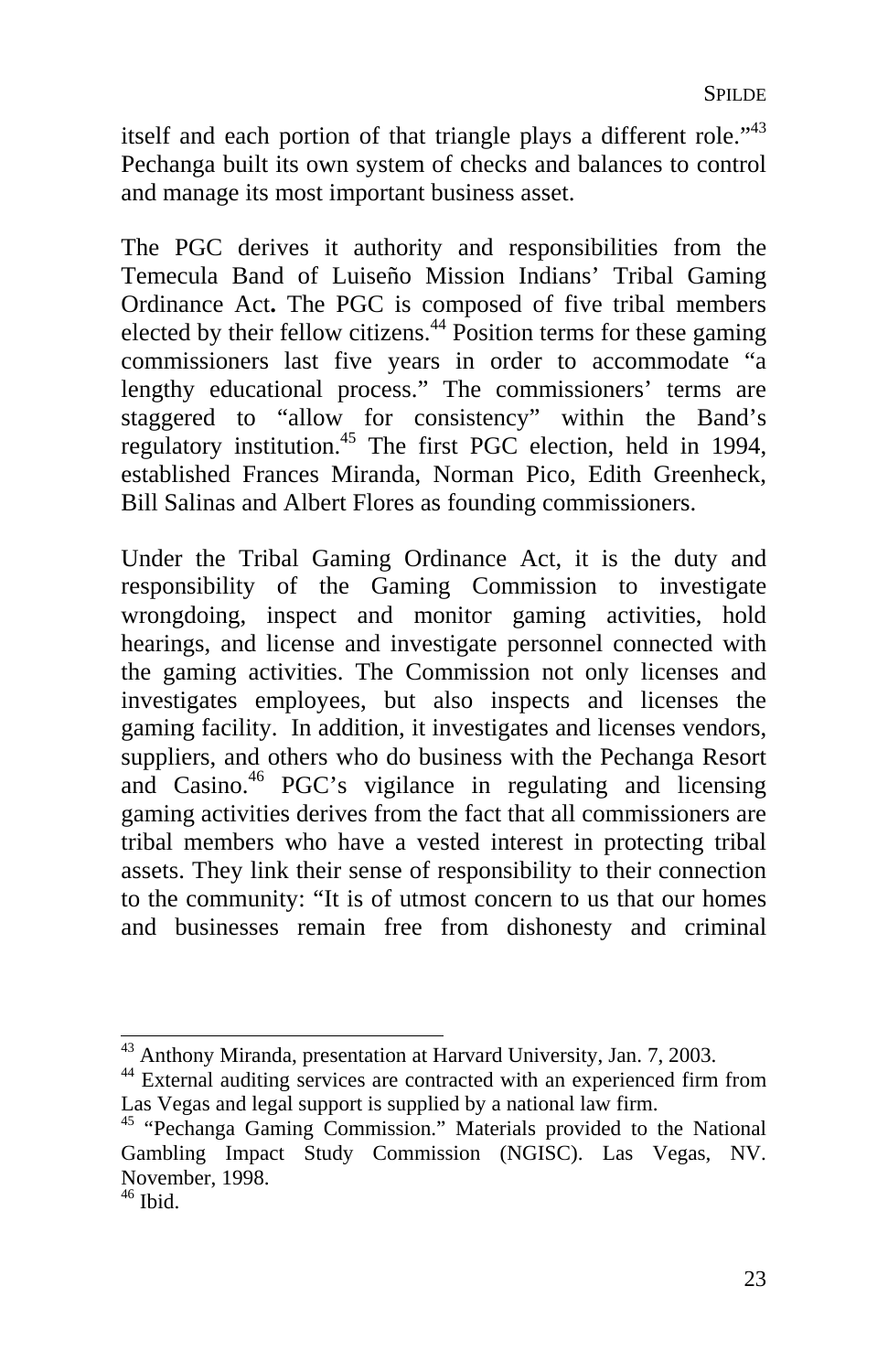itself and each portion of that triangle plays a different role."[43] Pechanga built its own system of checks and balances to control and manage its most important business asset.

The PGC derives it authority and responsibilities from the Temecula Band of Luiseño Mission Indians' Tribal Gaming Ordinance Act**.** The PGC is composed of five tribal members elected by their fellow citizens.[44] Position terms for these gaming commissioners last five years in order to accommodate "a lengthy educational process." The commissioners' terms are staggered to "allow for consistency" within the Band's regulatory institution.[45] The first PGC election, held in 1994, established Frances Miranda, Norman Pico, Edith Greenheck, Bill Salinas and Albert Flores as founding commissioners.

Under the Tribal Gaming Ordinance Act, it is the duty and responsibility of the Gaming Commission to investigate wrongdoing, inspect and monitor gaming activities, hold hearings, and license and investigate personnel connected with the gaming activities. The Commission not only licenses and investigates employees, but also inspects and licenses the gaming facility. In addition, it investigates and licenses vendors, suppliers, and others who do business with the Pechanga Resort and Casino.[46] PGC's vigilance in regulating and licensing gaming activities derives from the fact that all commissioners are tribal members who have a vested interest in protecting tribal assets. They link their sense of responsibility to their connection to the community: "It is of utmost concern to us that our homes and businesses remain free from dishonesty and criminal

---

[43] Anthony Miranda, presentation at Harvard University, Jan. 7, 2003.

[44] External auditing services are contracted with an experienced firm from Las Vegas and legal support is supplied by a national law firm.

[45] "Pechanga Gaming Commission." Materials provided to the National Gambling Impact Study Commission (NGISC). Las Vegas, NV. November, 1998.

[46] Ibid.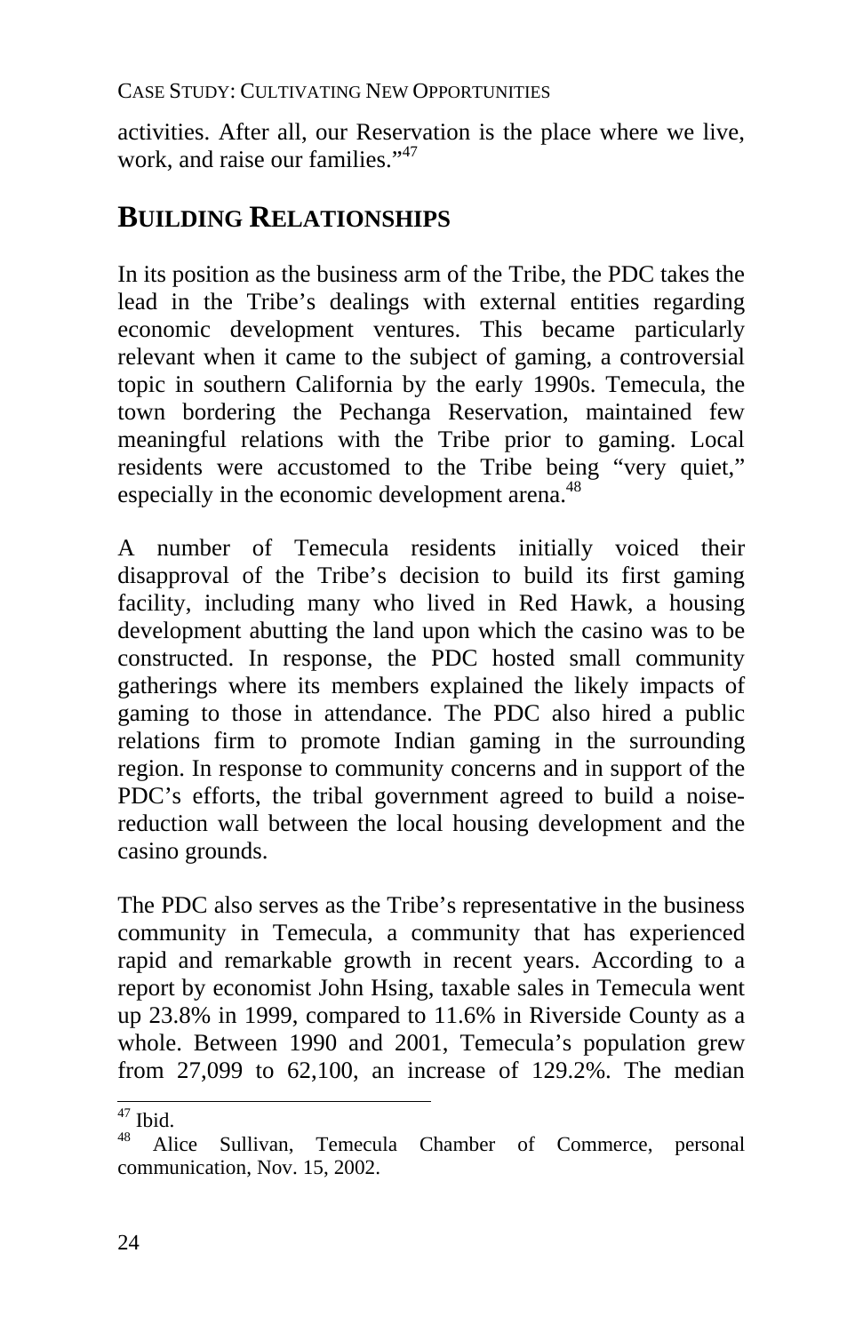activities. After all, our Reservation is the place where we live, work, and raise our families."[47]

## BUILDING RELATIONSHIPS

In its position as the business arm of the Tribe, the PDC takes the lead in the Tribe's dealings with external entities regarding economic development ventures. This became particularly relevant when it came to the subject of gaming, a controversial topic in southern California by the early 1990s. Temecula, the town bordering the Pechanga Reservation, maintained few meaningful relations with the Tribe prior to gaming. Local residents were accustomed to the Tribe being "very quiet," especially in the economic development arena.[48]

A number of Temecula residents initially voiced their disapproval of the Tribe's decision to build its first gaming facility, including many who lived in Red Hawk, a housing development abutting the land upon which the casino was to be constructed. In response, the PDC hosted small community gatherings where its members explained the likely impacts of gaming to those in attendance. The PDC also hired a public relations firm to promote Indian gaming in the surrounding region. In response to community concerns and in support of the PDC's efforts, the tribal government agreed to build a noise-reduction wall between the local housing development and the casino grounds.

The PDC also serves as the Tribe's representative in the business community in Temecula, a community that has experienced rapid and remarkable growth in recent years. According to a report by economist John Hsing, taxable sales in Temecula went up 23.8% in 1999, compared to 11.6% in Riverside County as a whole. Between 1990 and 2001, Temecula's population grew from 27,099 to 62,100, an increase of 129.2%. The median

---

[47] Ibid.

[48] Alice Sullivan, Temecula Chamber of Commerce, personal communication, Nov. 15, 2002.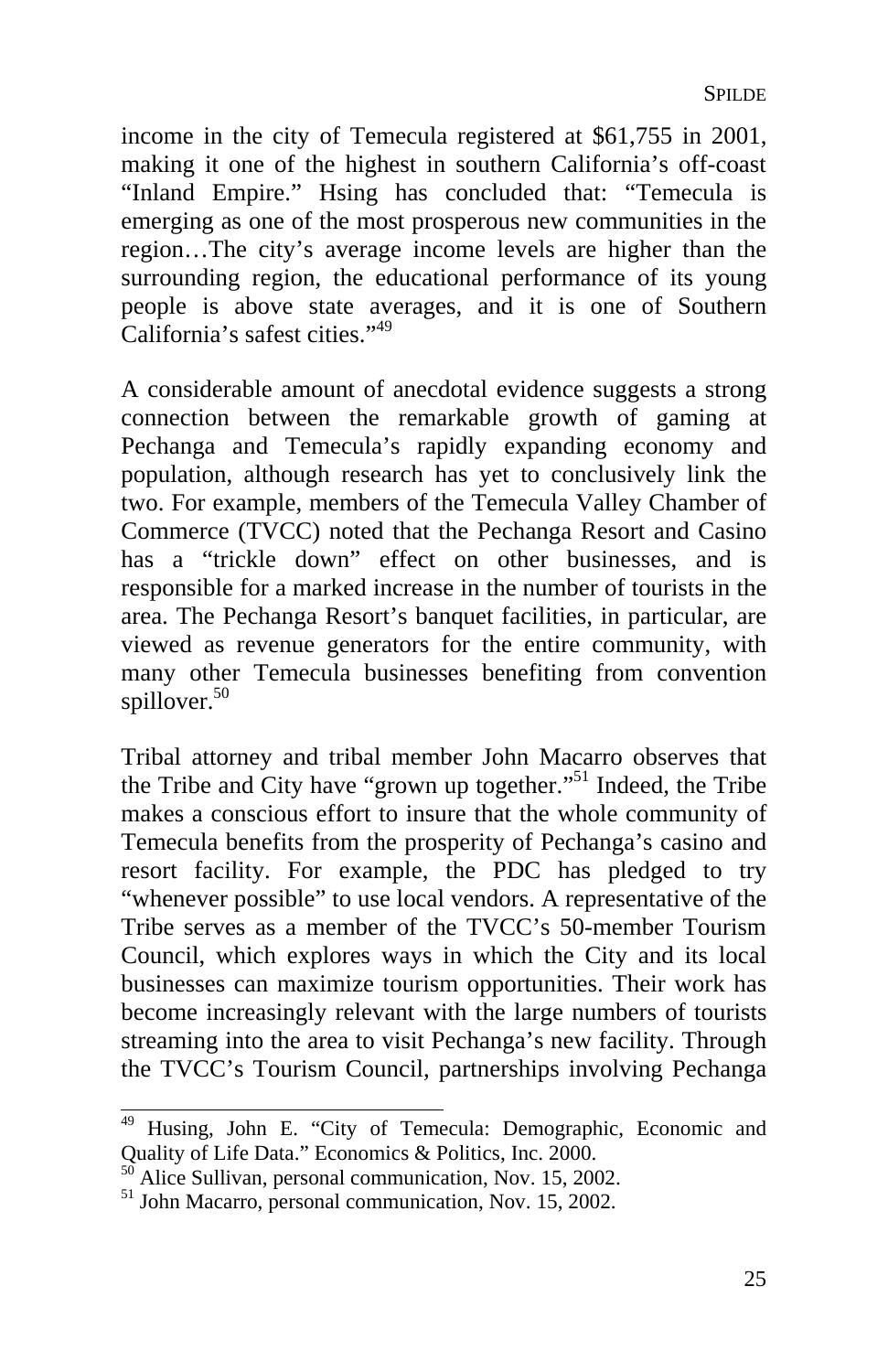income in the city of Temecula registered at $61,755 in 2001, making it one of the highest in southern California's off-coast "Inland Empire." Hsing has concluded that: "Temecula is emerging as one of the most prosperous new communities in the region…The city's average income levels are higher than the surrounding region, the educational performance of its young people is above state averages, and it is one of Southern California's safest cities."[49]

A considerable amount of anecdotal evidence suggests a strong connection between the remarkable growth of gaming at Pechanga and Temecula's rapidly expanding economy and population, although research has yet to conclusively link the two. For example, members of the Temecula Valley Chamber of Commerce (TVCC) noted that the Pechanga Resort and Casino has a "trickle down" effect on other businesses, and is responsible for a marked increase in the number of tourists in the area. The Pechanga Resort's banquet facilities, in particular, are viewed as revenue generators for the entire community, with many other Temecula businesses benefiting from convention spillover.[50]

Tribal attorney and tribal member John Macarro observes that the Tribe and City have "grown up together."[51] Indeed, the Tribe makes a conscious effort to insure that the whole community of Temecula benefits from the prosperity of Pechanga's casino and resort facility. For example, the PDC has pledged to try "whenever possible" to use local vendors. A representative of the Tribe serves as a member of the TVCC's 50-member Tourism Council, which explores ways in which the City and its local businesses can maximize tourism opportunities. Their work has become increasingly relevant with the large numbers of tourists streaming into the area to visit Pechanga's new facility. Through the TVCC's Tourism Council, partnerships involving Pechanga

---

[49] Husing, John E. "City of Temecula: Demographic, Economic and Quality of Life Data." Economics & Politics, Inc. 2000.

[50] Alice Sullivan, personal communication, Nov. 15, 2002.

[51] John Macarro, personal communication, Nov. 15, 2002.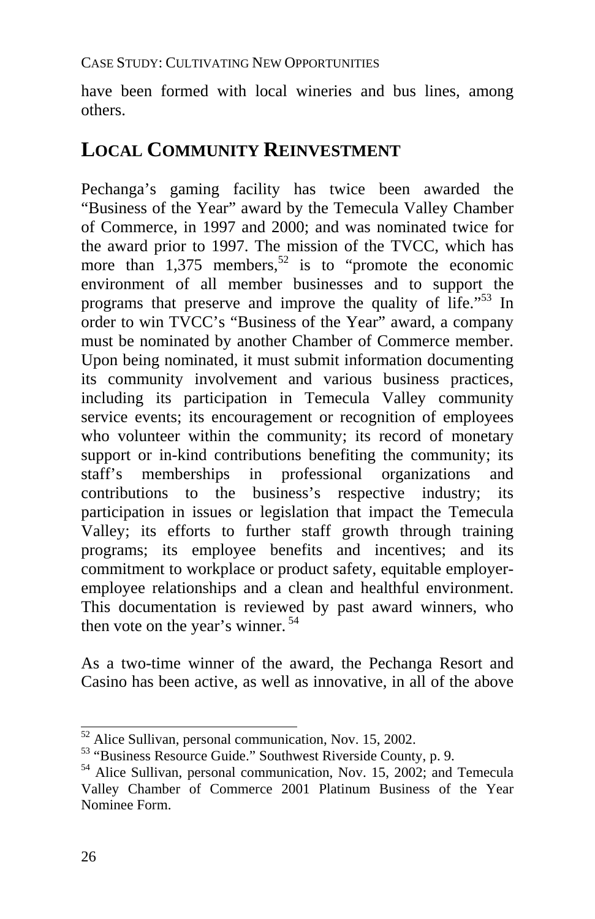have been formed with local wineries and bus lines, among others.

## LOCAL COMMUNITY REINVESTMENT

Pechanga's gaming facility has twice been awarded the "Business of the Year" award by the Temecula Valley Chamber of Commerce, in 1997 and 2000; and was nominated twice for the award prior to 1997. The mission of the TVCC, which has more than 1,375 members,[52] is to "promote the economic environment of all member businesses and to support the programs that preserve and improve the quality of life."[53] In order to win TVCC's "Business of the Year" award, a company must be nominated by another Chamber of Commerce member. Upon being nominated, it must submit information documenting its community involvement and various business practices, including its participation in Temecula Valley community service events; its encouragement or recognition of employees who volunteer within the community; its record of monetary support or in-kind contributions benefiting the community; its staff's memberships in professional organizations and contributions to the business's respective industry; its participation in issues or legislation that impact the Temecula Valley; its efforts to further staff growth through training programs; its employee benefits and incentives; and its commitment to workplace or product safety, equitable employer-employee relationships and a clean and healthful environment. This documentation is reviewed by past award winners, who then vote on the year's winner.[54]

As a two-time winner of the award, the Pechanga Resort and Casino has been active, as well as innovative, in all of the above

---

[52] Alice Sullivan, personal communication, Nov. 15, 2002.

[53] "Business Resource Guide." Southwest Riverside County, p. 9.

[54] Alice Sullivan, personal communication, Nov. 15, 2002; and Temecula Valley Chamber of Commerce 2001 Platinum Business of the Year Nominee Form.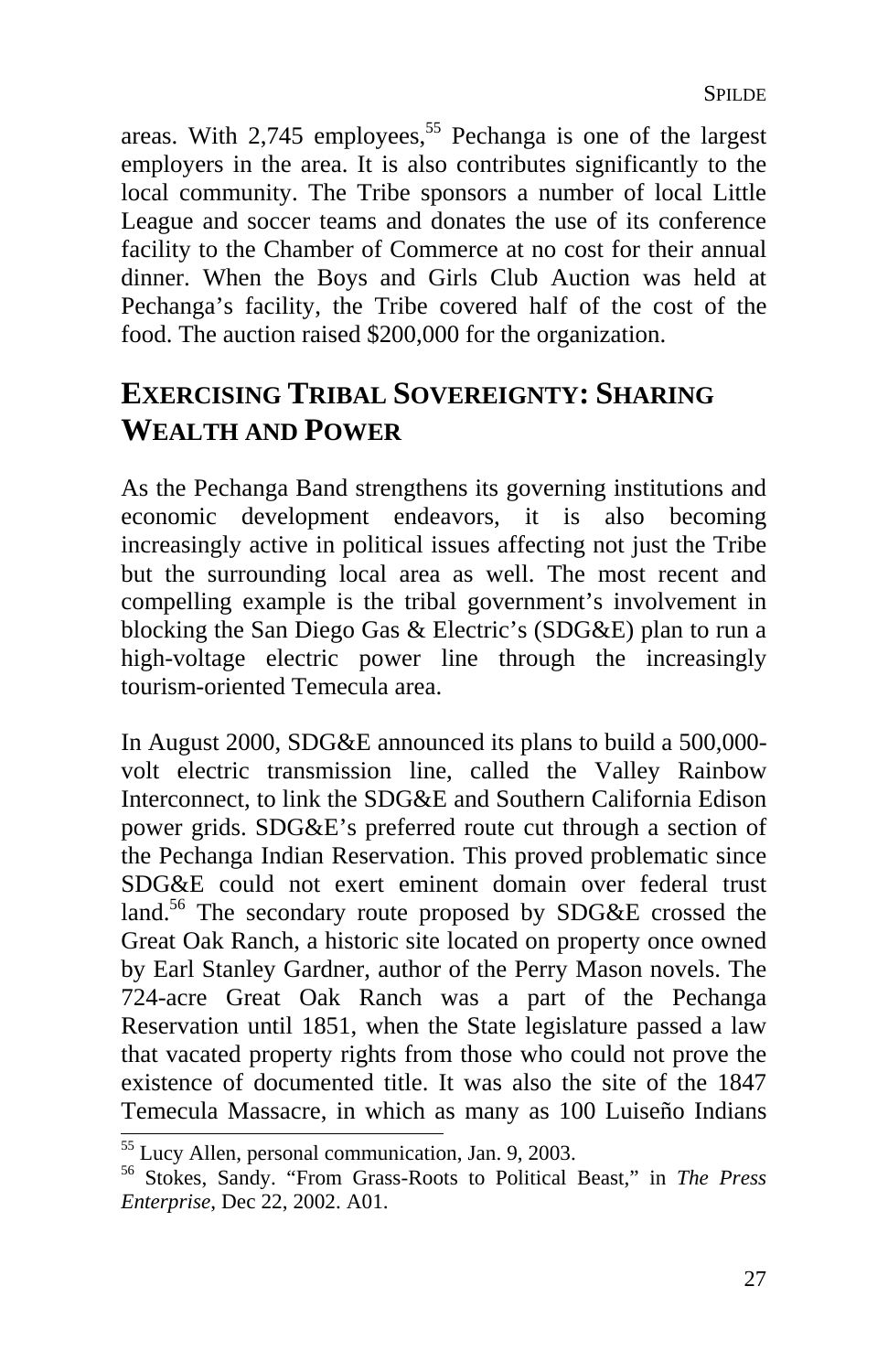areas. With 2,745 employees,[55] Pechanga is one of the largest employers in the area. It is also contributes significantly to the local community. The Tribe sponsors a number of local Little League and soccer teams and donates the use of its conference facility to the Chamber of Commerce at no cost for their annual dinner. When the Boys and Girls Club Auction was held at Pechanga's facility, the Tribe covered half of the cost of the food. The auction raised $200,000 for the organization.

## EXERCISING TRIBAL SOVEREIGNTY: SHARING WEALTH AND POWER

As the Pechanga Band strengthens its governing institutions and economic development endeavors, it is also becoming increasingly active in political issues affecting not just the Tribe but the surrounding local area as well. The most recent and compelling example is the tribal government's involvement in blocking the San Diego Gas & Electric's (SDG&E) plan to run a high-voltage electric power line through the increasingly tourism-oriented Temecula area.

In August 2000, SDG&E announced its plans to build a 500,000-volt electric transmission line, called the Valley Rainbow Interconnect, to link the SDG&E and Southern California Edison power grids. SDG&E's preferred route cut through a section of the Pechanga Indian Reservation. This proved problematic since SDG&E could not exert eminent domain over federal trust land.[56] The secondary route proposed by SDG&E crossed the Great Oak Ranch, a historic site located on property once owned by Earl Stanley Gardner, author of the Perry Mason novels. The 724-acre Great Oak Ranch was a part of the Pechanga Reservation until 1851, when the State legislature passed a law that vacated property rights from those who could not prove the existence of documented title. It was also the site of the 1847 Temecula Massacre, in which as many as 100 Luiseño Indians

---

[55] Lucy Allen, personal communication, Jan. 9, 2003.

[56] Stokes, Sandy. "From Grass-Roots to Political Beast," in *The Press Enterprise*, Dec 22, 2002. A01.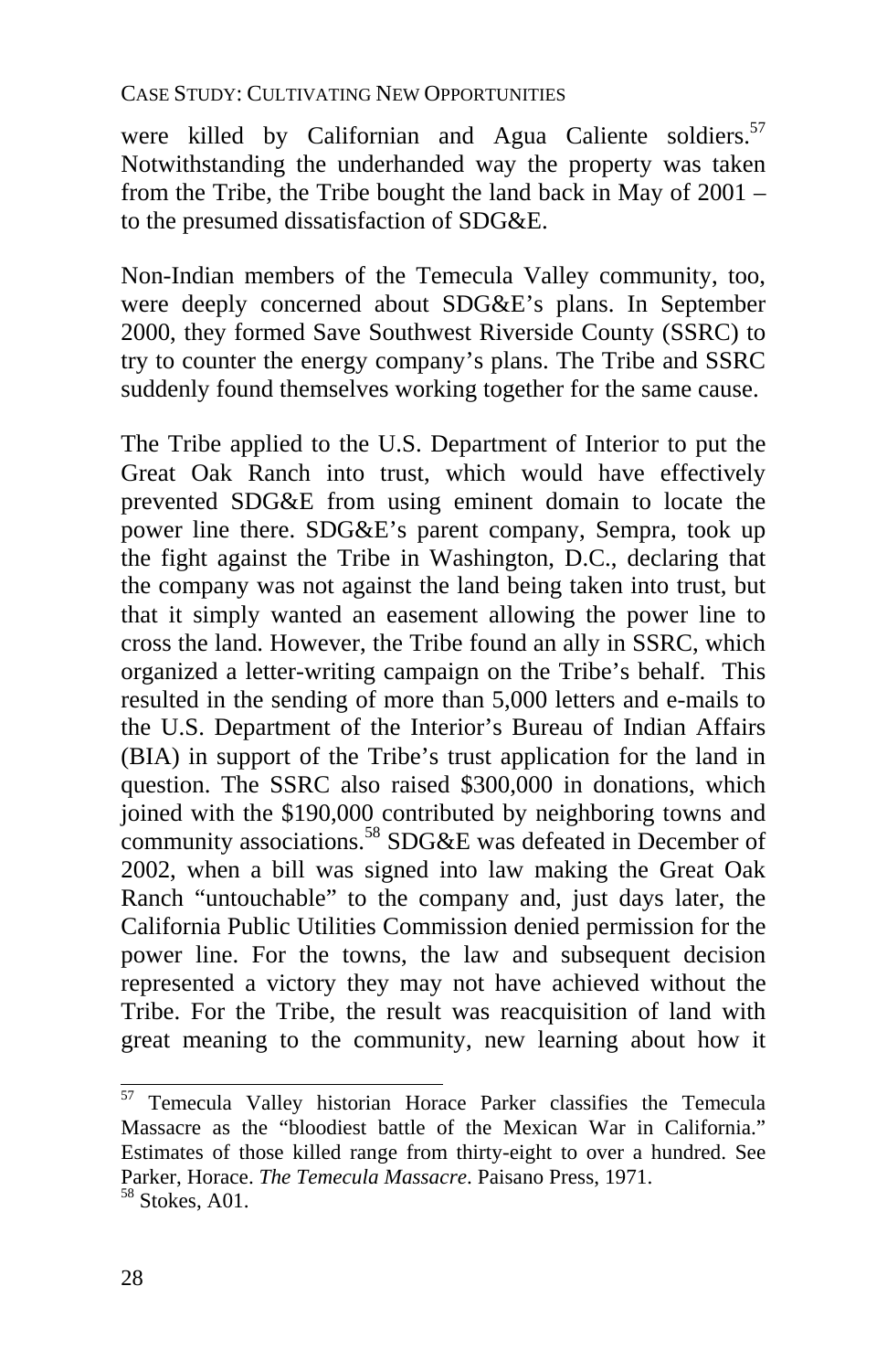were killed by Californian and Agua Caliente soldiers.[57] Notwithstanding the underhanded way the property was taken from the Tribe, the Tribe bought the land back in May of 2001 – to the presumed dissatisfaction of SDG&E.

Non-Indian members of the Temecula Valley community, too, were deeply concerned about SDG&E's plans. In September 2000, they formed Save Southwest Riverside County (SSRC) to try to counter the energy company's plans. The Tribe and SSRC suddenly found themselves working together for the same cause.

The Tribe applied to the U.S. Department of Interior to put the Great Oak Ranch into trust, which would have effectively prevented SDG&E from using eminent domain to locate the power line there. SDG&E's parent company, Sempra, took up the fight against the Tribe in Washington, D.C., declaring that the company was not against the land being taken into trust, but that it simply wanted an easement allowing the power line to cross the land. However, the Tribe found an ally in SSRC, which organized a letter-writing campaign on the Tribe's behalf. This resulted in the sending of more than 5,000 letters and e-mails to the U.S. Department of the Interior's Bureau of Indian Affairs (BIA) in support of the Tribe's trust application for the land in question. The SSRC also raised $300,000 in donations, which joined with the $190,000 contributed by neighboring towns and community associations.[58] SDG&E was defeated in December of 2002, when a bill was signed into law making the Great Oak Ranch "untouchable" to the company and, just days later, the California Public Utilities Commission denied permission for the power line. For the towns, the law and subsequent decision represented a victory they may not have achieved without the Tribe. For the Tribe, the result was reacquisition of land with great meaning to the community, new learning about how it

---

[57] Temecula Valley historian Horace Parker classifies the Temecula Massacre as the "bloodiest battle of the Mexican War in California." Estimates of those killed range from thirty-eight to over a hundred. See Parker, Horace. *The Temecula Massacre*. Paisano Press, 1971.

[58] Stokes, A01.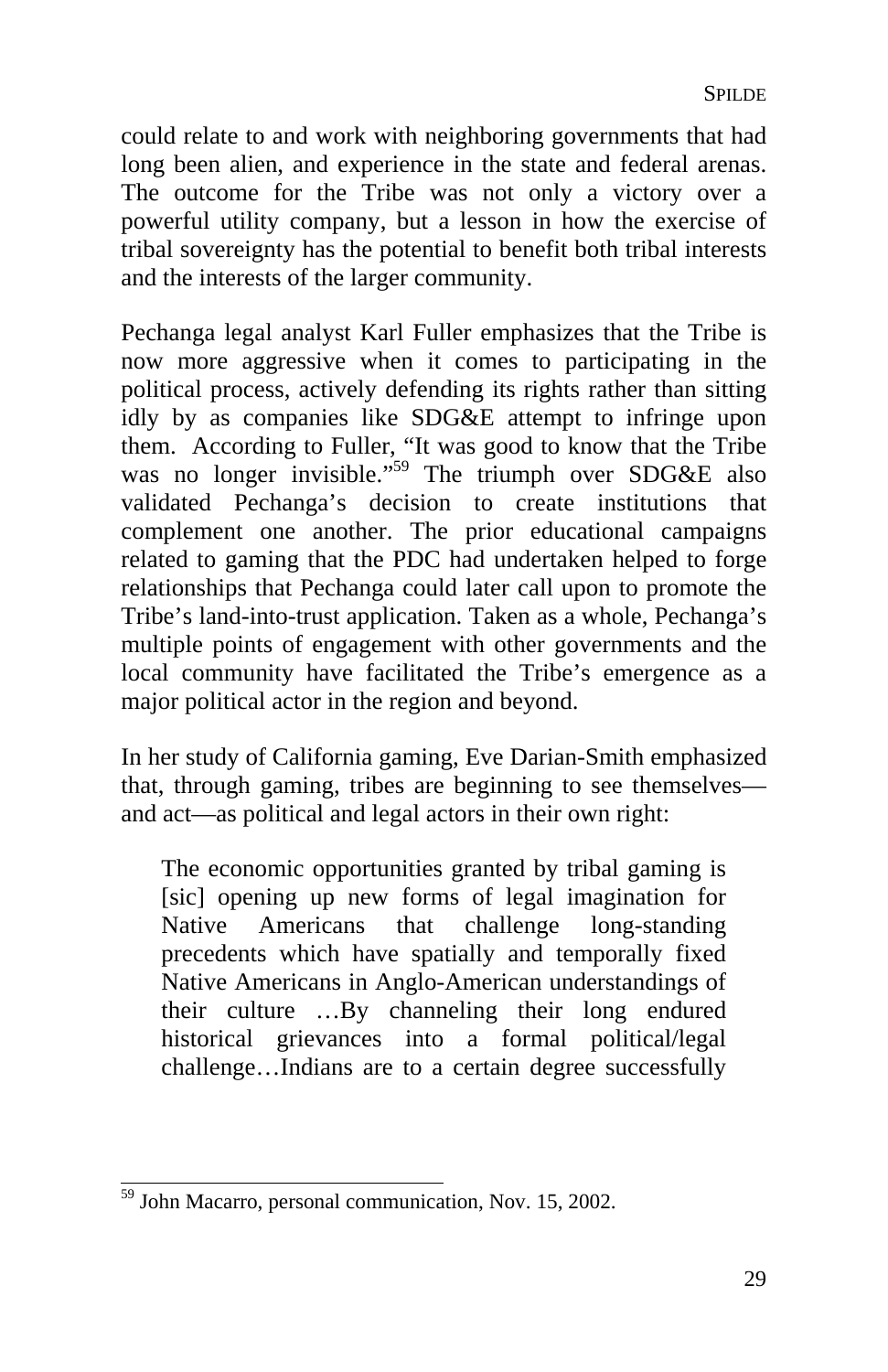could relate to and work with neighboring governments that had long been alien, and experience in the state and federal arenas. The outcome for the Tribe was not only a victory over a powerful utility company, but a lesson in how the exercise of tribal sovereignty has the potential to benefit both tribal interests and the interests of the larger community.

Pechanga legal analyst Karl Fuller emphasizes that the Tribe is now more aggressive when it comes to participating in the political process, actively defending its rights rather than sitting idly by as companies like SDG&E attempt to infringe upon them. According to Fuller, "It was good to know that the Tribe was no longer invisible."[59] The triumph over SDG&E also validated Pechanga's decision to create institutions that complement one another. The prior educational campaigns related to gaming that the PDC had undertaken helped to forge relationships that Pechanga could later call upon to promote the Tribe's land-into-trust application. Taken as a whole, Pechanga's multiple points of engagement with other governments and the local community have facilitated the Tribe's emergence as a major political actor in the region and beyond.

In her study of California gaming, Eve Darian-Smith emphasized that, through gaming, tribes are beginning to see themselves—and act—as political and legal actors in their own right:

> The economic opportunities granted by tribal gaming is [sic] opening up new forms of legal imagination for Native Americans that challenge long-standing precedents which have spatially and temporally fixed Native Americans in Anglo-American understandings of their culture …By channeling their long endured historical grievances into a formal political/legal challenge…Indians are to a certain degree successfully

[59] John Macarro, personal communication, Nov. 15, 2002.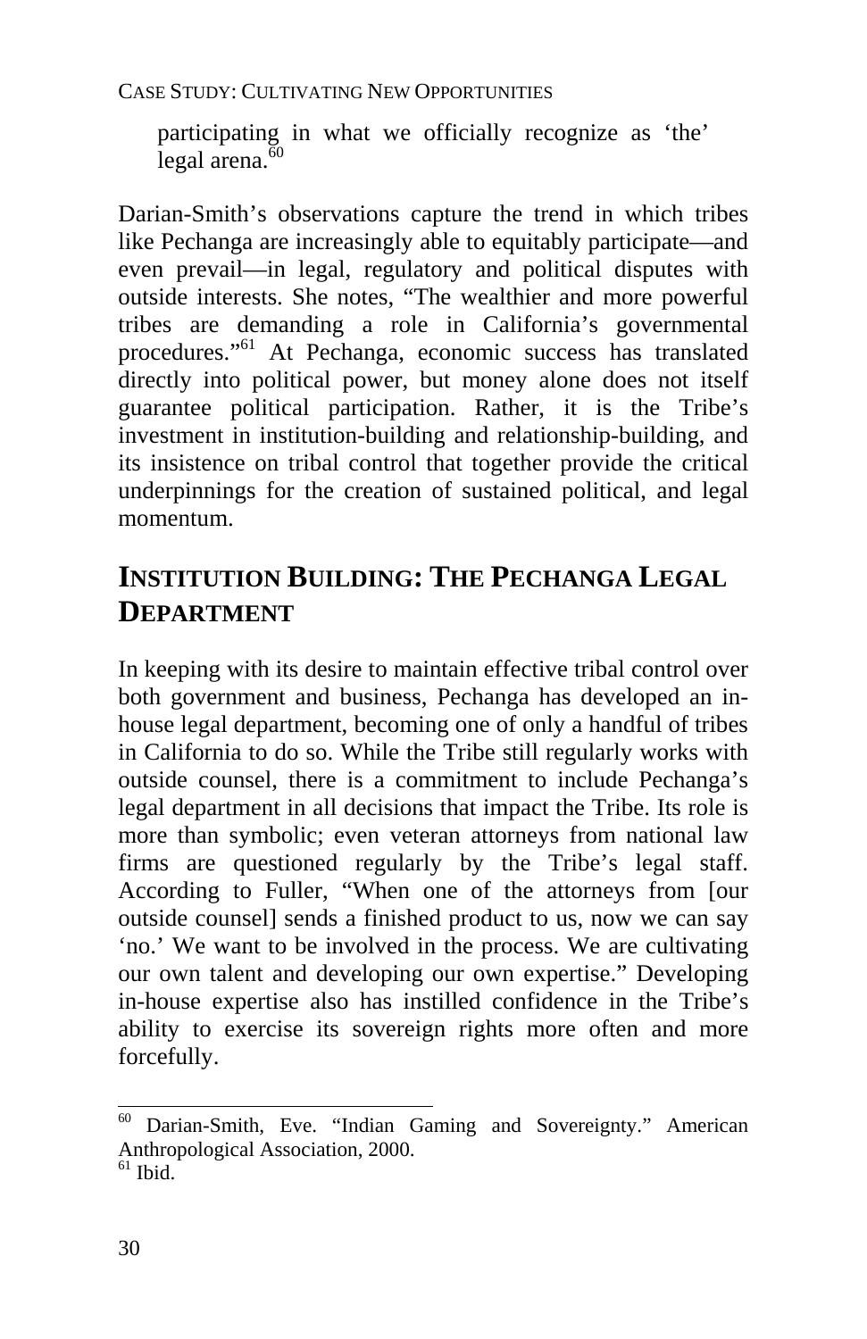participating in what we officially recognize as 'the' legal arena.[60]

Darian-Smith's observations capture the trend in which tribes like Pechanga are increasingly able to equitably participate—and even prevail—in legal, regulatory and political disputes with outside interests. She notes, "The wealthier and more powerful tribes are demanding a role in California's governmental procedures."[61] At Pechanga, economic success has translated directly into political power, but money alone does not itself guarantee political participation. Rather, it is the Tribe's investment in institution-building and relationship-building, and its insistence on tribal control that together provide the critical underpinnings for the creation of sustained political, and legal momentum.

## INSTITUTION BUILDING: THE PECHANGA LEGAL DEPARTMENT

In keeping with its desire to maintain effective tribal control over both government and business, Pechanga has developed an in-house legal department, becoming one of only a handful of tribes in California to do so. While the Tribe still regularly works with outside counsel, there is a commitment to include Pechanga's legal department in all decisions that impact the Tribe. Its role is more than symbolic; even veteran attorneys from national law firms are questioned regularly by the Tribe's legal staff. According to Fuller, "When one of the attorneys from [our outside counsel] sends a finished product to us, now we can say 'no.' We want to be involved in the process. We are cultivating our own talent and developing our own expertise." Developing in-house expertise also has instilled confidence in the Tribe's ability to exercise its sovereign rights more often and more forcefully.

---

[60] Darian-Smith, Eve. "Indian Gaming and Sovereignty." American Anthropological Association, 2000.

[61] Ibid.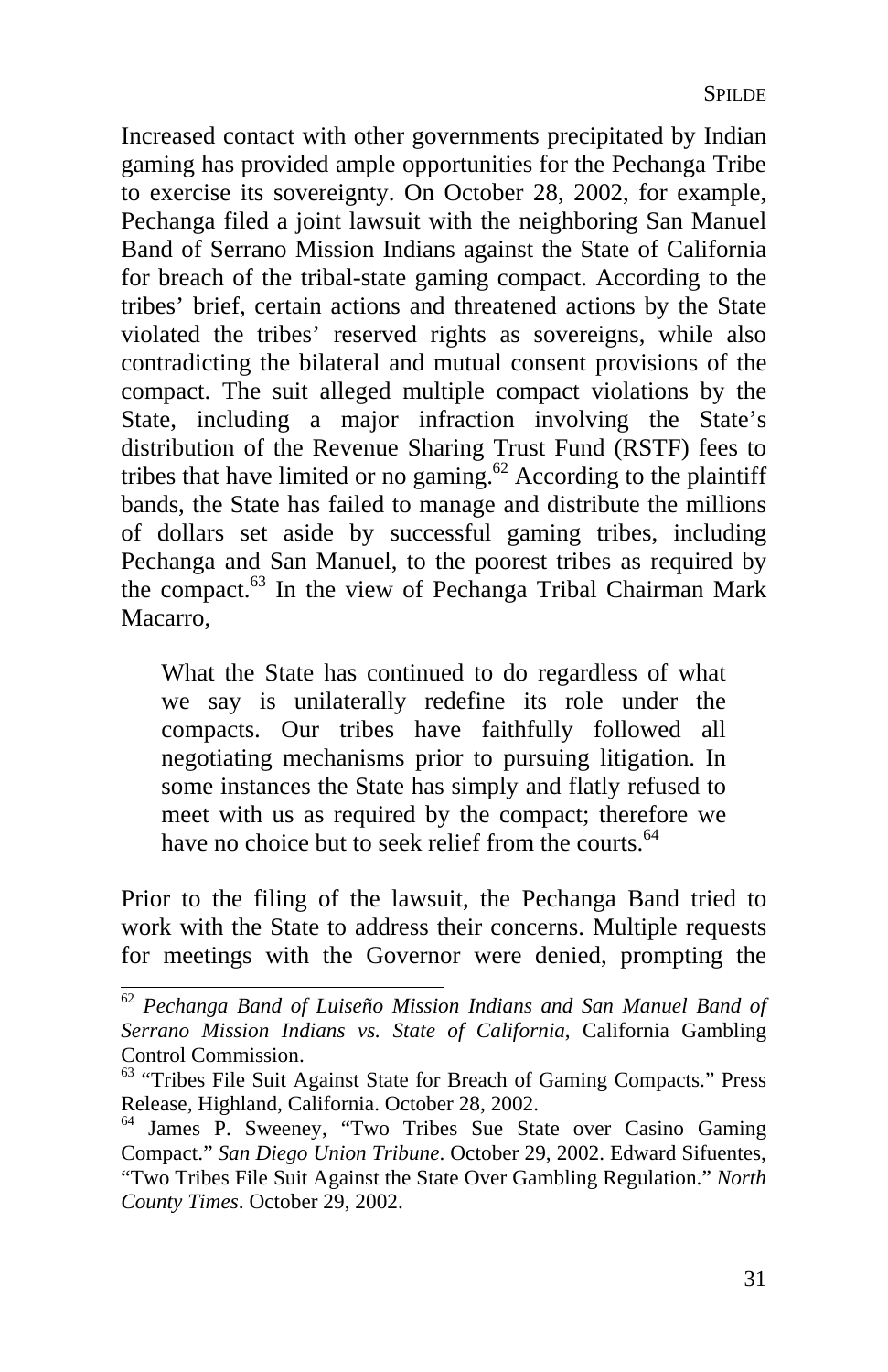Increased contact with other governments precipitated by Indian gaming has provided ample opportunities for the Pechanga Tribe to exercise its sovereignty. On October 28, 2002, for example, Pechanga filed a joint lawsuit with the neighboring San Manuel Band of Serrano Mission Indians against the State of California for breach of the tribal-state gaming compact. According to the tribes' brief, certain actions and threatened actions by the State violated the tribes' reserved rights as sovereigns, while also contradicting the bilateral and mutual consent provisions of the compact. The suit alleged multiple compact violations by the State, including a major infraction involving the State's distribution of the Revenue Sharing Trust Fund (RSTF) fees to tribes that have limited or no gaming.[62] According to the plaintiff bands, the State has failed to manage and distribute the millions of dollars set aside by successful gaming tribes, including Pechanga and San Manuel, to the poorest tribes as required by the compact.[63] In the view of Pechanga Tribal Chairman Mark Macarro,

> What the State has continued to do regardless of what we say is unilaterally redefine its role under the compacts. Our tribes have faithfully followed all negotiating mechanisms prior to pursuing litigation. In some instances the State has simply and flatly refused to meet with us as required by the compact; therefore we have no choice but to seek relief from the courts.[64]

Prior to the filing of the lawsuit, the Pechanga Band tried to work with the State to address their concerns. Multiple requests for meetings with the Governor were denied, prompting the

---

[62] *Pechanga Band of Luiseño Mission Indians and San Manuel Band of Serrano Mission Indians vs. State of California*, California Gambling Control Commission.

[63] "Tribes File Suit Against State for Breach of Gaming Compacts." Press Release, Highland, California. October 28, 2002.

[64] James P. Sweeney, "Two Tribes Sue State over Casino Gaming Compact." *San Diego Union Tribune*. October 29, 2002. Edward Sifuentes, "Two Tribes File Suit Against the State Over Gambling Regulation." *North County Times*. October 29, 2002.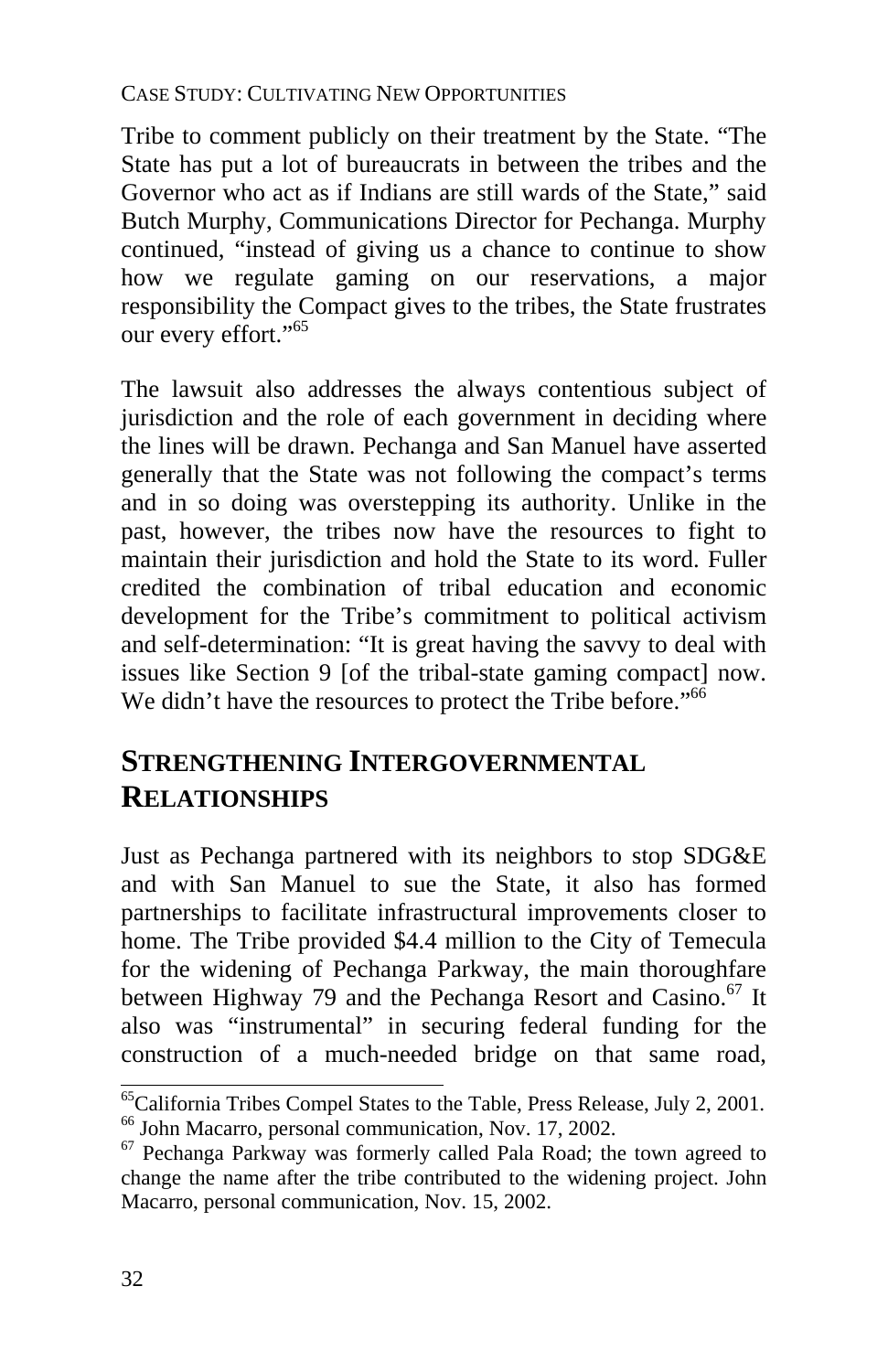Tribe to comment publicly on their treatment by the State. "The State has put a lot of bureaucrats in between the tribes and the Governor who act as if Indians are still wards of the State," said Butch Murphy, Communications Director for Pechanga. Murphy continued, "instead of giving us a chance to continue to show how we regulate gaming on our reservations, a major responsibility the Compact gives to the tribes, the State frustrates our every effort."[65]

The lawsuit also addresses the always contentious subject of jurisdiction and the role of each government in deciding where the lines will be drawn. Pechanga and San Manuel have asserted generally that the State was not following the compact's terms and in so doing was overstepping its authority. Unlike in the past, however, the tribes now have the resources to fight to maintain their jurisdiction and hold the State to its word. Fuller credited the combination of tribal education and economic development for the Tribe's commitment to political activism and self-determination: "It is great having the savvy to deal with issues like Section 9 [of the tribal-state gaming compact] now. We didn't have the resources to protect the Tribe before."[66]

## STRENGTHENING INTERGOVERNMENTAL RELATIONSHIPS

Just as Pechanga partnered with its neighbors to stop SDG&E and with San Manuel to sue the State, it also has formed partnerships to facilitate infrastructural improvements closer to home. The Tribe provided $4.4 million to the City of Temecula for the widening of Pechanga Parkway, the main thoroughfare between Highway 79 and the Pechanga Resort and Casino.[67] It also was "instrumental" in securing federal funding for the construction of a much-needed bridge on that same road,

---

[65] California Tribes Compel States to the Table, Press Release, July 2, 2001.
[66] John Macarro, personal communication, Nov. 17, 2002.
[67] Pechanga Parkway was formerly called Pala Road; the town agreed to change the name after the tribe contributed to the widening project. John Macarro, personal communication, Nov. 15, 2002.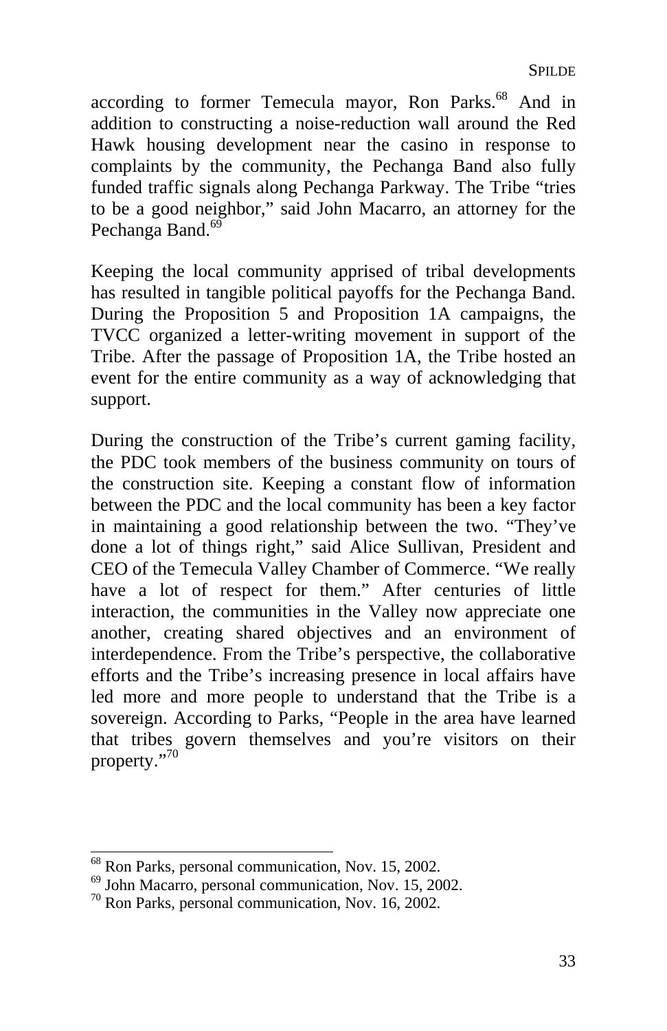according to former Temecula mayor, Ron Parks.[68] And in addition to constructing a noise-reduction wall around the Red Hawk housing development near the casino in response to complaints by the community, the Pechanga Band also fully funded traffic signals along Pechanga Parkway. The Tribe "tries to be a good neighbor," said John Macarro, an attorney for the Pechanga Band.[69]

Keeping the local community apprised of tribal developments has resulted in tangible political payoffs for the Pechanga Band. During the Proposition 5 and Proposition 1A campaigns, the TVCC organized a letter-writing movement in support of the Tribe. After the passage of Proposition 1A, the Tribe hosted an event for the entire community as a way of acknowledging that support.

During the construction of the Tribe's current gaming facility, the PDC took members of the business community on tours of the construction site. Keeping a constant flow of information between the PDC and the local community has been a key factor in maintaining a good relationship between the two. "They've done a lot of things right," said Alice Sullivan, President and CEO of the Temecula Valley Chamber of Commerce. "We really have a lot of respect for them." After centuries of little interaction, the communities in the Valley now appreciate one another, creating shared objectives and an environment of interdependence. From the Tribe's perspective, the collaborative efforts and the Tribe's increasing presence in local affairs have led more and more people to understand that the Tribe is a sovereign. According to Parks, "People in the area have learned that tribes govern themselves and you're visitors on their property."[70]

---

[68] Ron Parks, personal communication, Nov. 15, 2002.

[69] John Macarro, personal communication, Nov. 15, 2002.

[70] Ron Parks, personal communication, Nov. 16, 2002.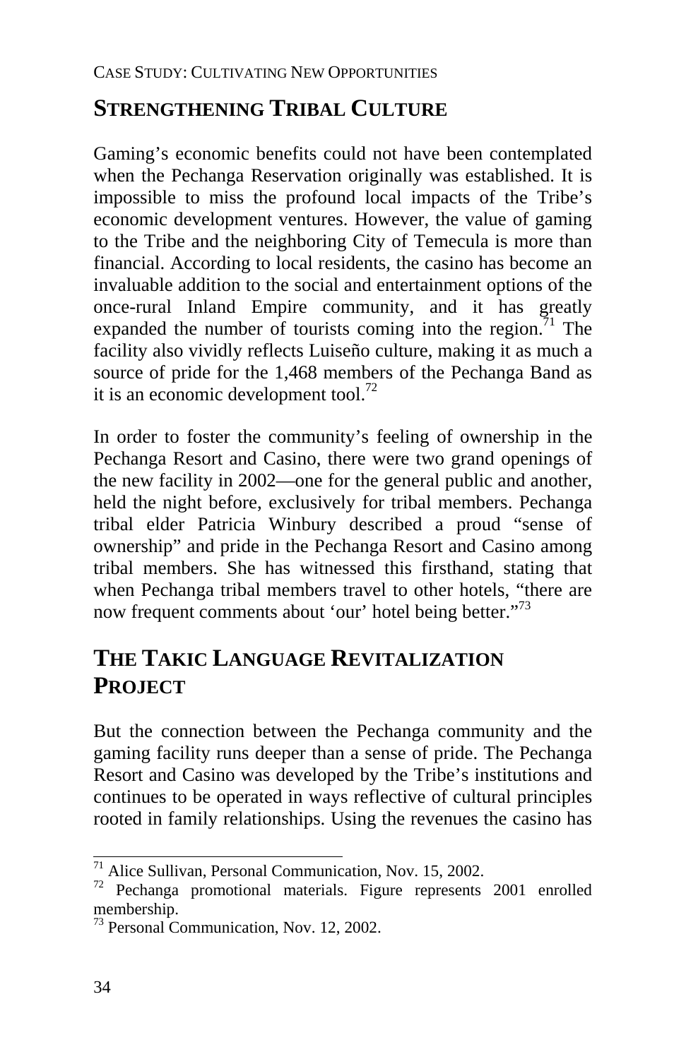## STRENGTHENING TRIBAL CULTURE

Gaming's economic benefits could not have been contemplated when the Pechanga Reservation originally was established. It is impossible to miss the profound local impacts of the Tribe's economic development ventures. However, the value of gaming to the Tribe and the neighboring City of Temecula is more than financial. According to local residents, the casino has become an invaluable addition to the social and entertainment options of the once-rural Inland Empire community, and it has greatly expanded the number of tourists coming into the region.[71] The facility also vividly reflects Luiseño culture, making it as much a source of pride for the 1,468 members of the Pechanga Band as it is an economic development tool.[72]

In order to foster the community's feeling of ownership in the Pechanga Resort and Casino, there were two grand openings of the new facility in 2002—one for the general public and another, held the night before, exclusively for tribal members. Pechanga tribal elder Patricia Winbury described a proud "sense of ownership" and pride in the Pechanga Resort and Casino among tribal members. She has witnessed this firsthand, stating that when Pechanga tribal members travel to other hotels, "there are now frequent comments about 'our' hotel being better."[73]

## THE TAKIC LANGUAGE REVITALIZATION PROJECT

But the connection between the Pechanga community and the gaming facility runs deeper than a sense of pride. The Pechanga Resort and Casino was developed by the Tribe's institutions and continues to be operated in ways reflective of cultural principles rooted in family relationships. Using the revenues the casino has

---

[71] Alice Sullivan, Personal Communication, Nov. 15, 2002.

[72] Pechanga promotional materials. Figure represents 2001 enrolled membership.

[73] Personal Communication, Nov. 12, 2002.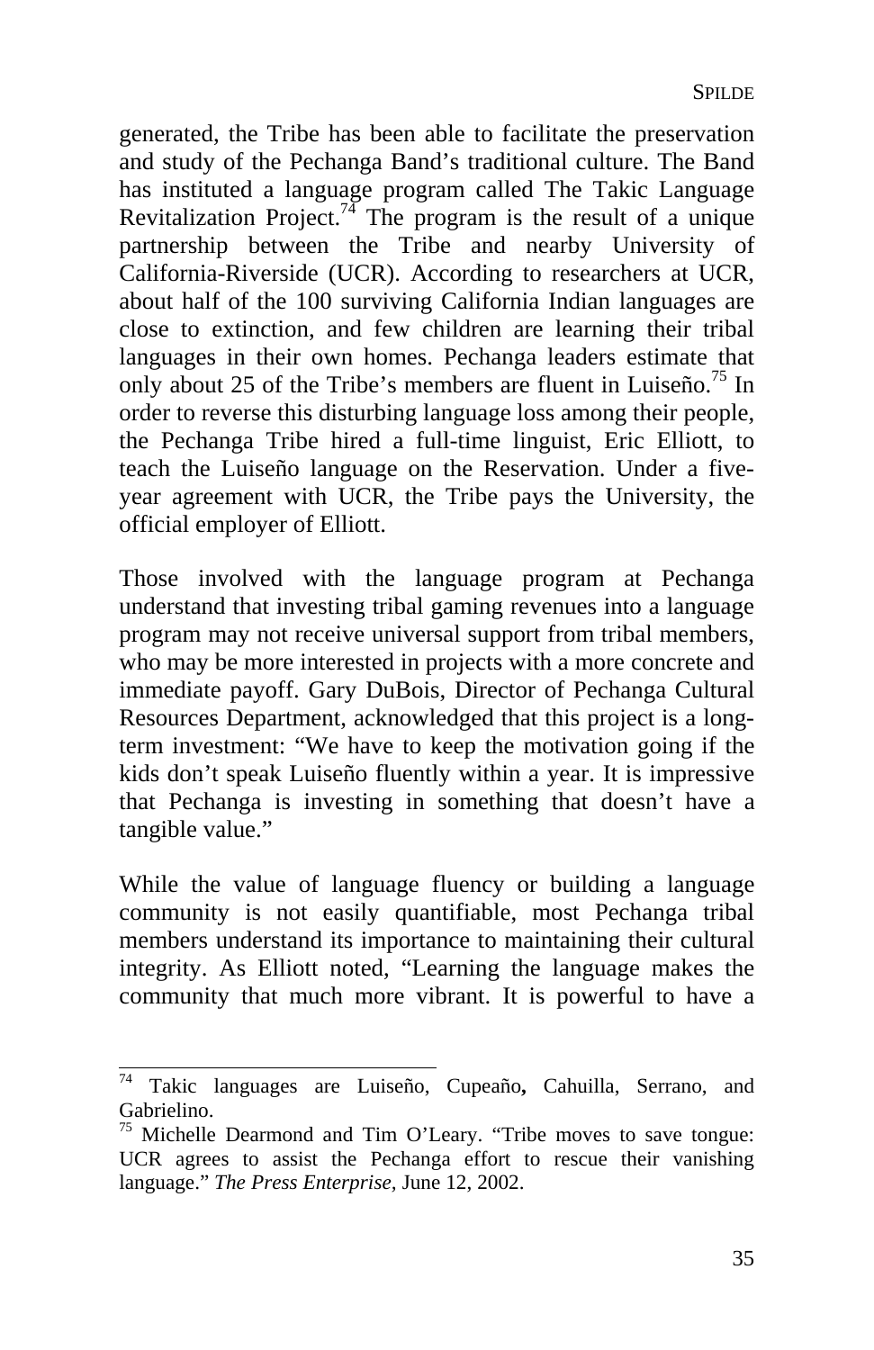generated, the Tribe has been able to facilitate the preservation and study of the Pechanga Band's traditional culture. The Band has instituted a language program called The Takic Language Revitalization Project.[74] The program is the result of a unique partnership between the Tribe and nearby University of California-Riverside (UCR). According to researchers at UCR, about half of the 100 surviving California Indian languages are close to extinction, and few children are learning their tribal languages in their own homes. Pechanga leaders estimate that only about 25 of the Tribe's members are fluent in Luiseño.[75] In order to reverse this disturbing language loss among their people, the Pechanga Tribe hired a full-time linguist, Eric Elliott, to teach the Luiseño language on the Reservation. Under a five-year agreement with UCR, the Tribe pays the University, the official employer of Elliott.

Those involved with the language program at Pechanga understand that investing tribal gaming revenues into a language program may not receive universal support from tribal members, who may be more interested in projects with a more concrete and immediate payoff. Gary DuBois, Director of Pechanga Cultural Resources Department, acknowledged that this project is a long-term investment: "We have to keep the motivation going if the kids don't speak Luiseño fluently within a year. It is impressive that Pechanga is investing in something that doesn't have a tangible value."

While the value of language fluency or building a language community is not easily quantifiable, most Pechanga tribal members understand its importance to maintaining their cultural integrity. As Elliott noted, "Learning the language makes the community that much more vibrant. It is powerful to have a

---

[74] Takic languages are Luiseño, Cupeaño, Cahuilla, Serrano, and Gabrielino.

[75] Michelle Dearmond and Tim O'Leary. "Tribe moves to save tongue: UCR agrees to assist the Pechanga effort to rescue their vanishing language." *The Press Enterprise*, June 12, 2002.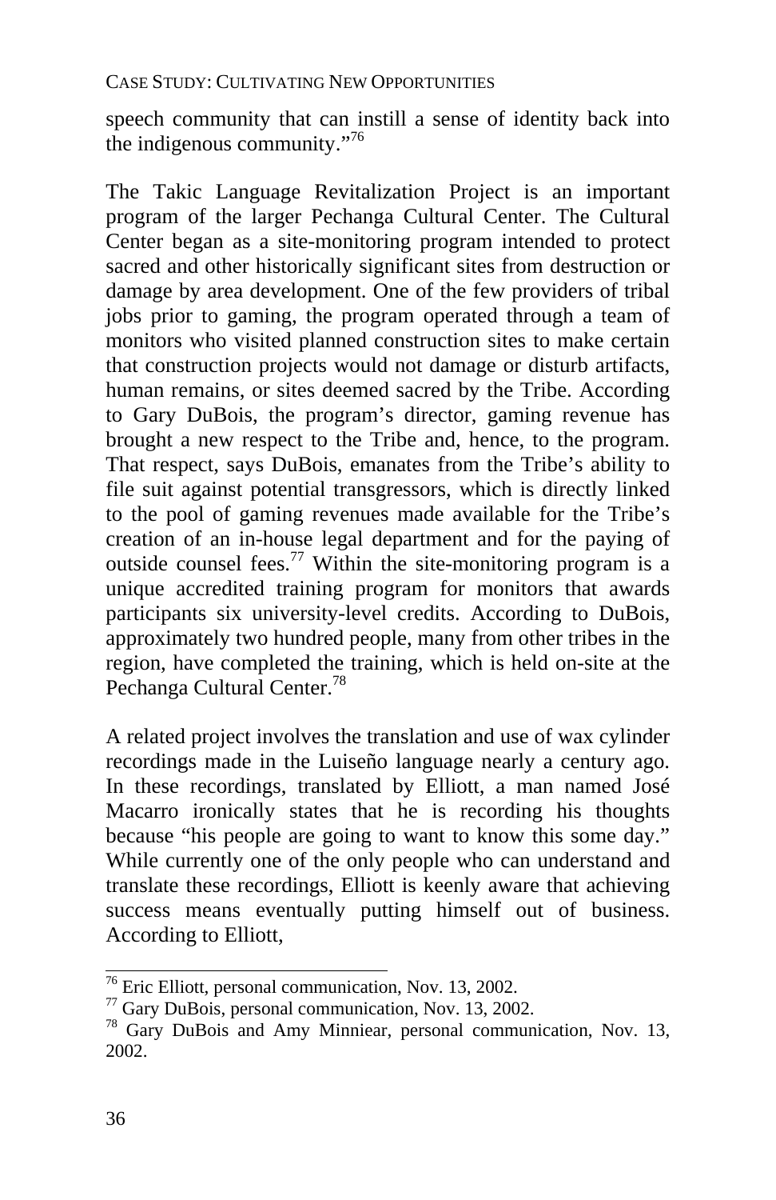speech community that can instill a sense of identity back into the indigenous community."[76]

The Takic Language Revitalization Project is an important program of the larger Pechanga Cultural Center. The Cultural Center began as a site-monitoring program intended to protect sacred and other historically significant sites from destruction or damage by area development. One of the few providers of tribal jobs prior to gaming, the program operated through a team of monitors who visited planned construction sites to make certain that construction projects would not damage or disturb artifacts, human remains, or sites deemed sacred by the Tribe. According to Gary DuBois, the program's director, gaming revenue has brought a new respect to the Tribe and, hence, to the program. That respect, says DuBois, emanates from the Tribe's ability to file suit against potential transgressors, which is directly linked to the pool of gaming revenues made available for the Tribe's creation of an in-house legal department and for the paying of outside counsel fees.[77] Within the site-monitoring program is a unique accredited training program for monitors that awards participants six university-level credits. According to DuBois, approximately two hundred people, many from other tribes in the region, have completed the training, which is held on-site at the Pechanga Cultural Center.[78]

A related project involves the translation and use of wax cylinder recordings made in the Luiseño language nearly a century ago. In these recordings, translated by Elliott, a man named José Macarro ironically states that he is recording his thoughts because "his people are going to want to know this some day." While currently one of the only people who can understand and translate these recordings, Elliott is keenly aware that achieving success means eventually putting himself out of business. According to Elliott,

---

[76] Eric Elliott, personal communication, Nov. 13, 2002.

[77] Gary DuBois, personal communication, Nov. 13, 2002.

[78] Gary DuBois and Amy Minniear, personal communication, Nov. 13, 2002.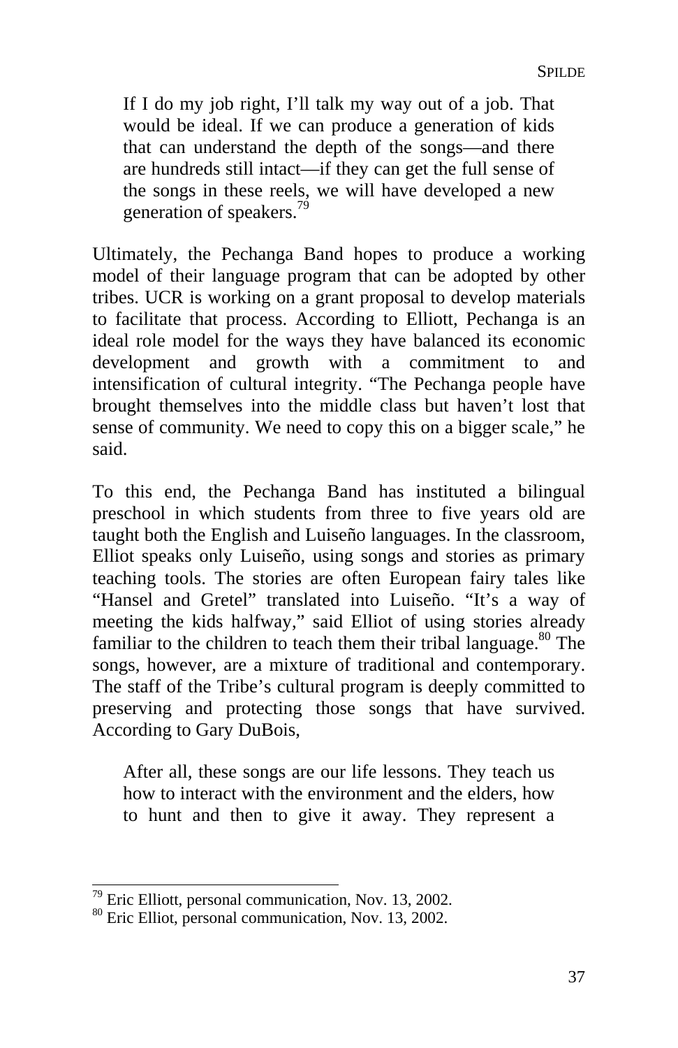> If I do my job right, I'll talk my way out of a job. That would be ideal. If we can produce a generation of kids that can understand the depth of the songs—and there are hundreds still intact—if they can get the full sense of the songs in these reels, we will have developed a new generation of speakers.[79]

Ultimately, the Pechanga Band hopes to produce a working model of their language program that can be adopted by other tribes. UCR is working on a grant proposal to develop materials to facilitate that process. According to Elliott, Pechanga is an ideal role model for the ways they have balanced its economic development and growth with a commitment to and intensification of cultural integrity. "The Pechanga people have brought themselves into the middle class but haven't lost that sense of community. We need to copy this on a bigger scale," he said.

To this end, the Pechanga Band has instituted a bilingual preschool in which students from three to five years old are taught both the English and Luiseño languages. In the classroom, Elliot speaks only Luiseño, using songs and stories as primary teaching tools. The stories are often European fairy tales like "Hansel and Gretel" translated into Luiseño. "It's a way of meeting the kids halfway," said Elliot of using stories already familiar to the children to teach them their tribal language.[80] The songs, however, are a mixture of traditional and contemporary. The staff of the Tribe's cultural program is deeply committed to preserving and protecting those songs that have survived. According to Gary DuBois,

> After all, these songs are our life lessons. They teach us how to interact with the environment and the elders, how to hunt and then to give it away. They represent a

---

[79] Eric Elliott, personal communication, Nov. 13, 2002.

[80] Eric Elliot, personal communication, Nov. 13, 2002.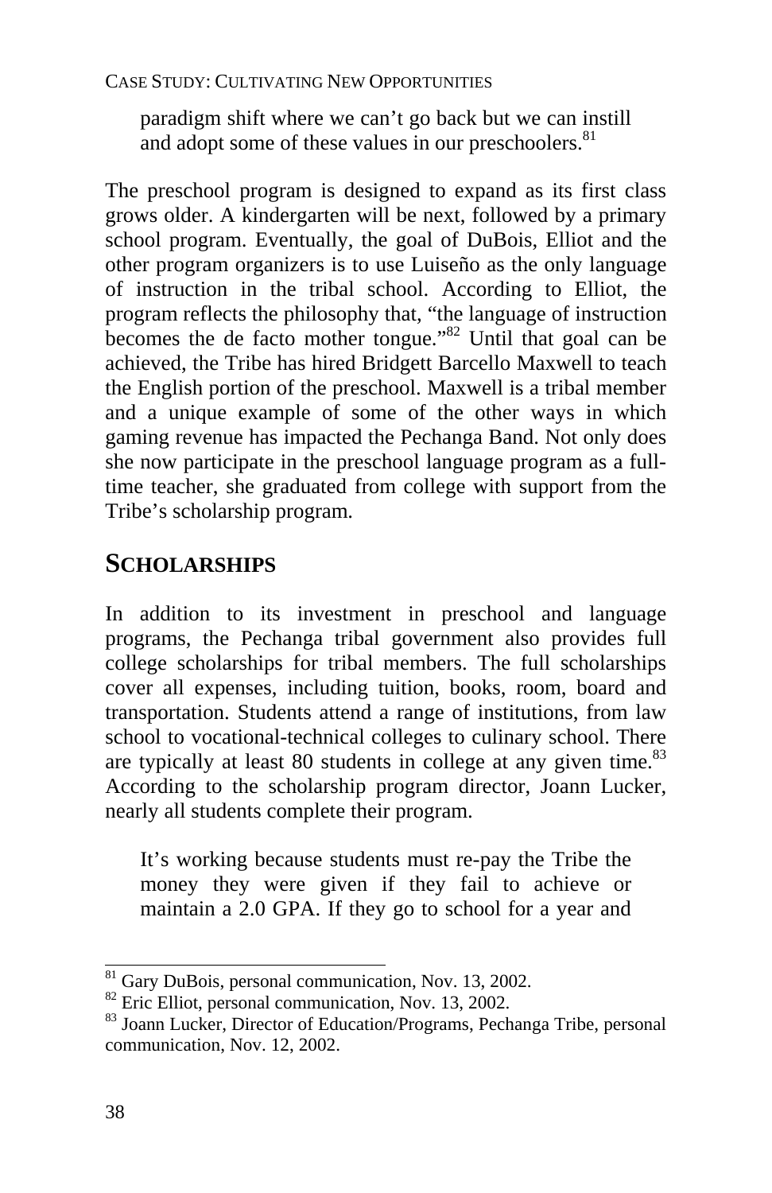> paradigm shift where we can't go back but we can instill and adopt some of these values in our preschoolers.[81]

The preschool program is designed to expand as its first class grows older. A kindergarten will be next, followed by a primary school program. Eventually, the goal of DuBois, Elliot and the other program organizers is to use Luiseño as the only language of instruction in the tribal school. According to Elliot, the program reflects the philosophy that, "the language of instruction becomes the de facto mother tongue."[82] Until that goal can be achieved, the Tribe has hired Bridgett Barcello Maxwell to teach the English portion of the preschool. Maxwell is a tribal member and a unique example of some of the other ways in which gaming revenue has impacted the Pechanga Band. Not only does she now participate in the preschool language program as a full-time teacher, she graduated from college with support from the Tribe's scholarship program.

## Scholarships

In addition to its investment in preschool and language programs, the Pechanga tribal government also provides full college scholarships for tribal members. The full scholarships cover all expenses, including tuition, books, room, board and transportation. Students attend a range of institutions, from law school to vocational-technical colleges to culinary school. There are typically at least 80 students in college at any given time.[83] According to the scholarship program director, Joann Lucker, nearly all students complete their program.

> It's working because students must re-pay the Tribe the money they were given if they fail to achieve or maintain a 2.0 GPA. If they go to school for a year and

---

[81] Gary DuBois, personal communication, Nov. 13, 2002.

[82] Eric Elliot, personal communication, Nov. 13, 2002.

[83] Joann Lucker, Director of Education/Programs, Pechanga Tribe, personal communication, Nov. 12, 2002.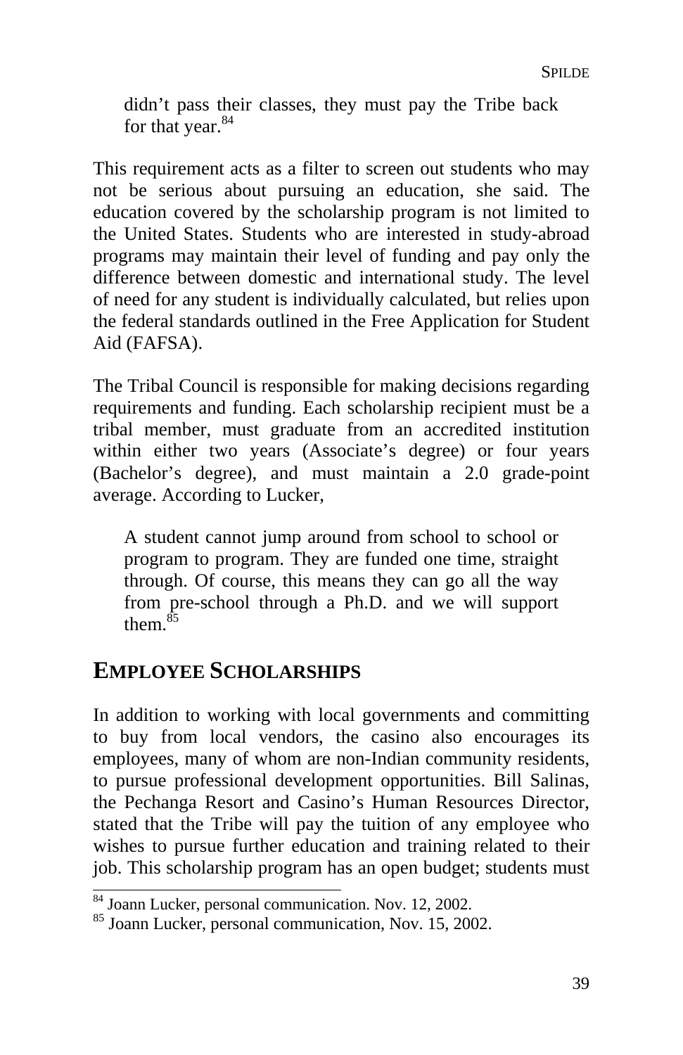> didn't pass their classes, they must pay the Tribe back for that year.[84]

This requirement acts as a filter to screen out students who may not be serious about pursuing an education, she said. The education covered by the scholarship program is not limited to the United States. Students who are interested in study-abroad programs may maintain their level of funding and pay only the difference between domestic and international study. The level of need for any student is individually calculated, but relies upon the federal standards outlined in the Free Application for Student Aid (FAFSA).

The Tribal Council is responsible for making decisions regarding requirements and funding. Each scholarship recipient must be a tribal member, must graduate from an accredited institution within either two years (Associate's degree) or four years (Bachelor's degree), and must maintain a 2.0 grade-point average. According to Lucker,

> A student cannot jump around from school to school or program to program. They are funded one time, straight through. Of course, this means they can go all the way from pre-school through a Ph.D. and we will support them.[85]

## EMPLOYEE SCHOLARSHIPS

In addition to working with local governments and committing to buy from local vendors, the casino also encourages its employees, many of whom are non-Indian community residents, to pursue professional development opportunities. Bill Salinas, the Pechanga Resort and Casino's Human Resources Director, stated that the Tribe will pay the tuition of any employee who wishes to pursue further education and training related to their job. This scholarship program has an open budget; students must

---

[84] Joann Lucker, personal communication. Nov. 12, 2002.

[85] Joann Lucker, personal communication, Nov. 15, 2002.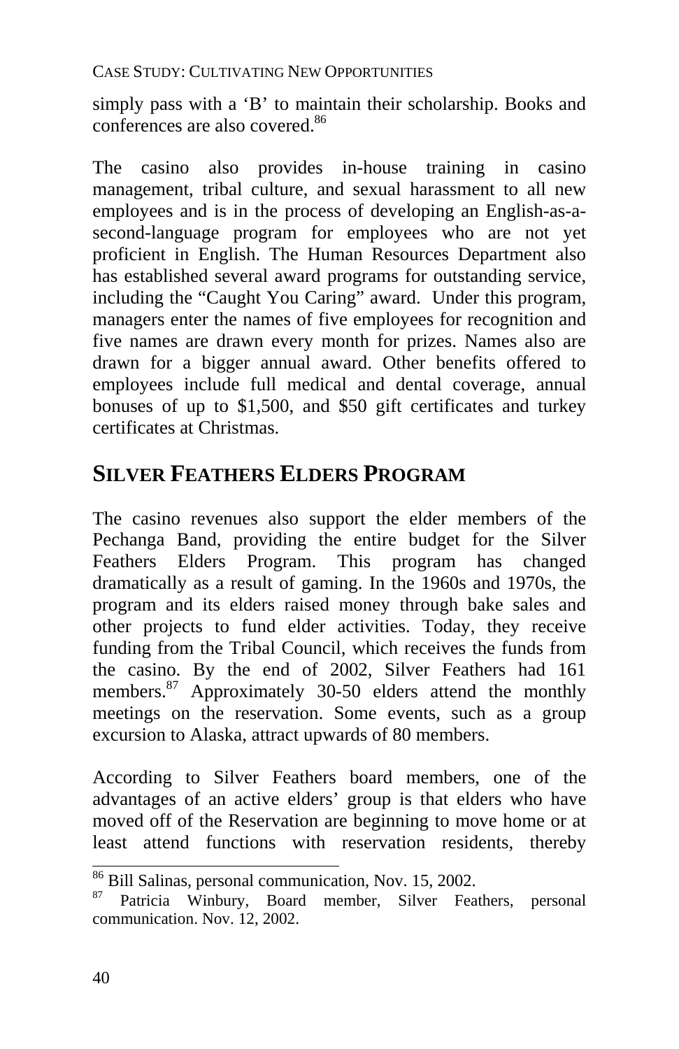simply pass with a 'B' to maintain their scholarship. Books and conferences are also covered.[86]

The casino also provides in-house training in casino management, tribal culture, and sexual harassment to all new employees and is in the process of developing an English-as-a-second-language program for employees who are not yet proficient in English. The Human Resources Department also has established several award programs for outstanding service, including the "Caught You Caring" award. Under this program, managers enter the names of five employees for recognition and five names are drawn every month for prizes. Names also are drawn for a bigger annual award. Other benefits offered to employees include full medical and dental coverage, annual bonuses of up to $1,500, and $50 gift certificates and turkey certificates at Christmas.

## SILVER FEATHERS ELDERS PROGRAM

The casino revenues also support the elder members of the Pechanga Band, providing the entire budget for the Silver Feathers Elders Program. This program has changed dramatically as a result of gaming. In the 1960s and 1970s, the program and its elders raised money through bake sales and other projects to fund elder activities. Today, they receive funding from the Tribal Council, which receives the funds from the casino. By the end of 2002, Silver Feathers had 161 members.[87] Approximately 30-50 elders attend the monthly meetings on the reservation. Some events, such as a group excursion to Alaska, attract upwards of 80 members.

According to Silver Feathers board members, one of the advantages of an active elders' group is that elders who have moved off of the Reservation are beginning to move home or at least attend functions with reservation residents, thereby

---

[86] Bill Salinas, personal communication, Nov. 15, 2002.

[87] Patricia Winbury, Board member, Silver Feathers, personal communication. Nov. 12, 2002.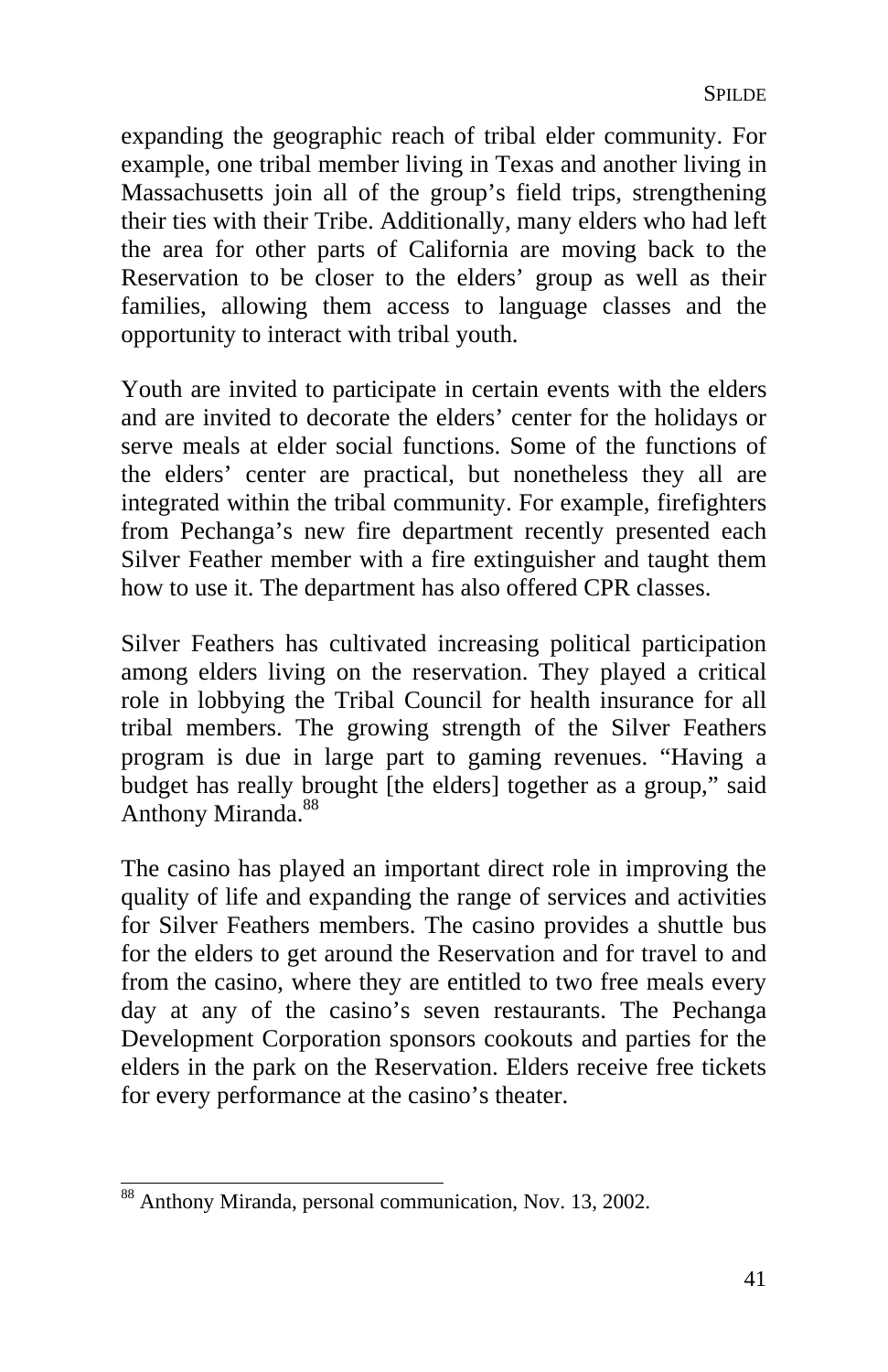expanding the geographic reach of tribal elder community. For example, one tribal member living in Texas and another living in Massachusetts join all of the group's field trips, strengthening their ties with their Tribe. Additionally, many elders who had left the area for other parts of California are moving back to the Reservation to be closer to the elders' group as well as their families, allowing them access to language classes and the opportunity to interact with tribal youth.

Youth are invited to participate in certain events with the elders and are invited to decorate the elders' center for the holidays or serve meals at elder social functions. Some of the functions of the elders' center are practical, but nonetheless they all are integrated within the tribal community. For example, firefighters from Pechanga's new fire department recently presented each Silver Feather member with a fire extinguisher and taught them how to use it. The department has also offered CPR classes.

Silver Feathers has cultivated increasing political participation among elders living on the reservation. They played a critical role in lobbying the Tribal Council for health insurance for all tribal members. The growing strength of the Silver Feathers program is due in large part to gaming revenues. "Having a budget has really brought [the elders] together as a group," said Anthony Miranda.[88]

The casino has played an important direct role in improving the quality of life and expanding the range of services and activities for Silver Feathers members. The casino provides a shuttle bus for the elders to get around the Reservation and for travel to and from the casino, where they are entitled to two free meals every day at any of the casino's seven restaurants. The Pechanga Development Corporation sponsors cookouts and parties for the elders in the park on the Reservation. Elders receive free tickets for every performance at the casino's theater.

---

[88] Anthony Miranda, personal communication, Nov. 13, 2002.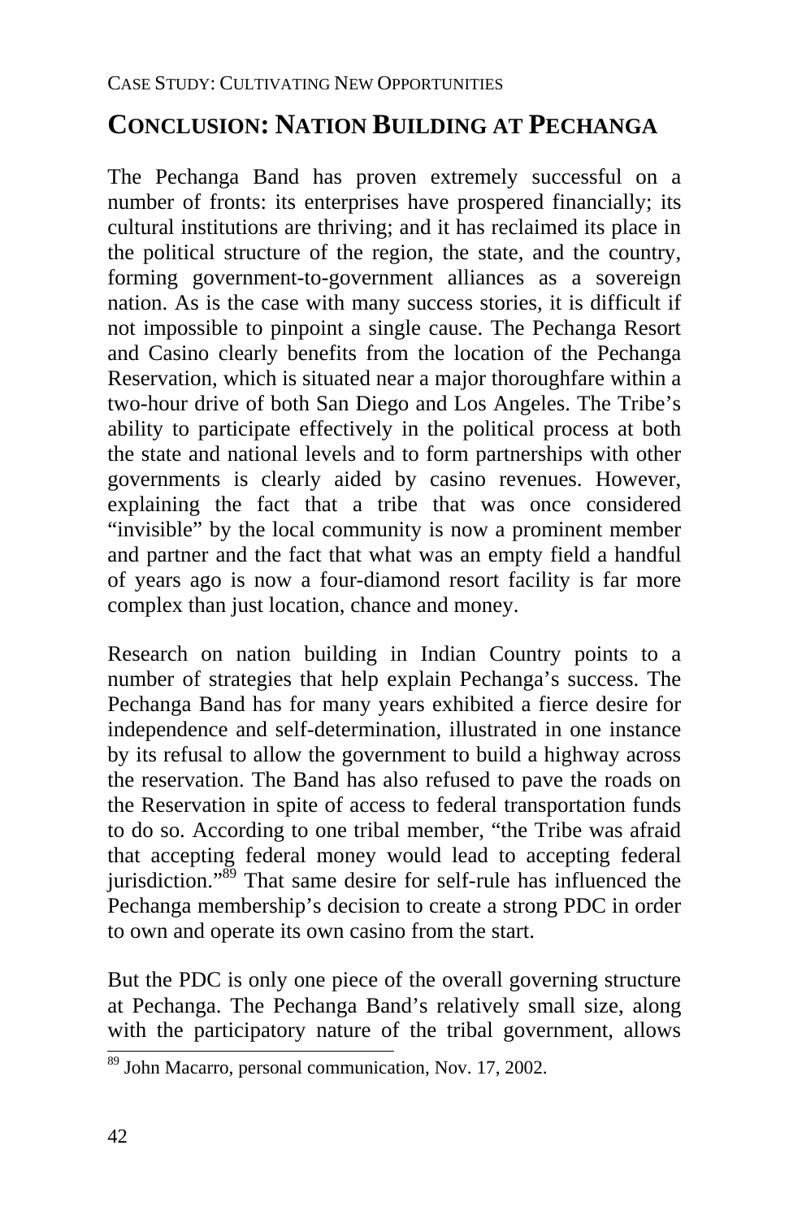## CONCLUSION: NATION BUILDING AT PECHANGA

The Pechanga Band has proven extremely successful on a number of fronts: its enterprises have prospered financially; its cultural institutions are thriving; and it has reclaimed its place in the political structure of the region, the state, and the country, forming government-to-government alliances as a sovereign nation. As is the case with many success stories, it is difficult if not impossible to pinpoint a single cause. The Pechanga Resort and Casino clearly benefits from the location of the Pechanga Reservation, which is situated near a major thoroughfare within a two-hour drive of both San Diego and Los Angeles. The Tribe's ability to participate effectively in the political process at both the state and national levels and to form partnerships with other governments is clearly aided by casino revenues. However, explaining the fact that a tribe that was once considered "invisible" by the local community is now a prominent member and partner and the fact that what was an empty field a handful of years ago is now a four-diamond resort facility is far more complex than just location, chance and money.

Research on nation building in Indian Country points to a number of strategies that help explain Pechanga's success. The Pechanga Band has for many years exhibited a fierce desire for independence and self-determination, illustrated in one instance by its refusal to allow the government to build a highway across the reservation. The Band has also refused to pave the roads on the Reservation in spite of access to federal transportation funds to do so. According to one tribal member, "the Tribe was afraid that accepting federal money would lead to accepting federal jurisdiction."[89] That same desire for self-rule has influenced the Pechanga membership's decision to create a strong PDC in order to own and operate its own casino from the start.

But the PDC is only one piece of the overall governing structure at Pechanga. The Pechanga Band's relatively small size, along with the participatory nature of the tribal government, allows

[89] John Macarro, personal communication, Nov. 17, 2002.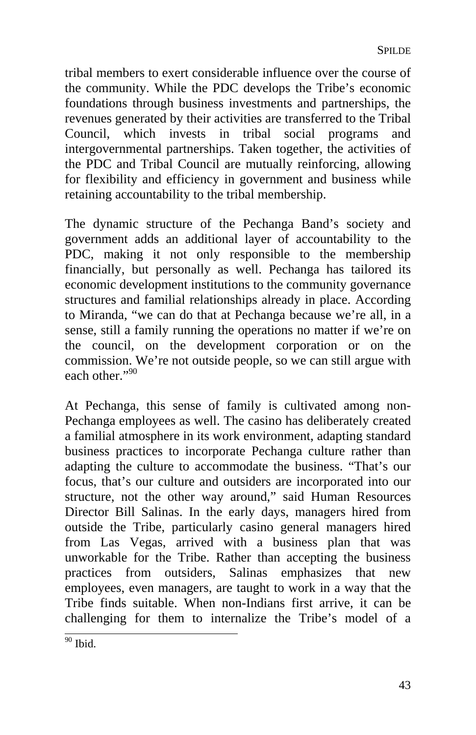tribal members to exert considerable influence over the course of the community. While the PDC develops the Tribe's economic foundations through business investments and partnerships, the revenues generated by their activities are transferred to the Tribal Council, which invests in tribal social programs and intergovernmental partnerships. Taken together, the activities of the PDC and Tribal Council are mutually reinforcing, allowing for flexibility and efficiency in government and business while retaining accountability to the tribal membership.

The dynamic structure of the Pechanga Band's society and government adds an additional layer of accountability to the PDC, making it not only responsible to the membership financially, but personally as well. Pechanga has tailored its economic development institutions to the community governance structures and familial relationships already in place. According to Miranda, "we can do that at Pechanga because we're all, in a sense, still a family running the operations no matter if we're on the council, on the development corporation or on the commission. We're not outside people, so we can still argue with each other."[90]

At Pechanga, this sense of family is cultivated among non-Pechanga employees as well. The casino has deliberately created a familial atmosphere in its work environment, adapting standard business practices to incorporate Pechanga culture rather than adapting the culture to accommodate the business. "That's our focus, that's our culture and outsiders are incorporated into our structure, not the other way around," said Human Resources Director Bill Salinas. In the early days, managers hired from outside the Tribe, particularly casino general managers hired from Las Vegas, arrived with a business plan that was unworkable for the Tribe. Rather than accepting the business practices from outsiders, Salinas emphasizes that new employees, even managers, are taught to work in a way that the Tribe finds suitable. When non-Indians first arrive, it can be challenging for them to internalize the Tribe's model of a

[90] Ibid.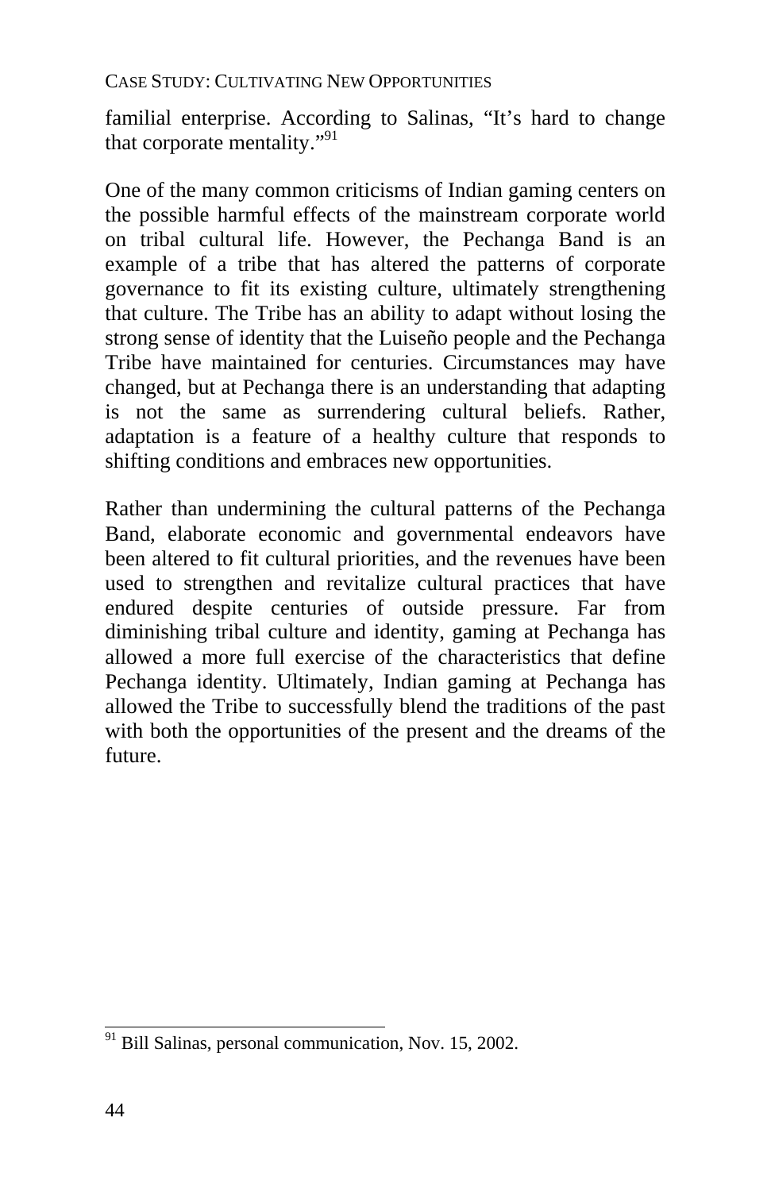familial enterprise. According to Salinas, "It's hard to change that corporate mentality."[91]

One of the many common criticisms of Indian gaming centers on the possible harmful effects of the mainstream corporate world on tribal cultural life. However, the Pechanga Band is an example of a tribe that has altered the patterns of corporate governance to fit its existing culture, ultimately strengthening that culture. The Tribe has an ability to adapt without losing the strong sense of identity that the Luiseño people and the Pechanga Tribe have maintained for centuries. Circumstances may have changed, but at Pechanga there is an understanding that adapting is not the same as surrendering cultural beliefs. Rather, adaptation is a feature of a healthy culture that responds to shifting conditions and embraces new opportunities.

Rather than undermining the cultural patterns of the Pechanga Band, elaborate economic and governmental endeavors have been altered to fit cultural priorities, and the revenues have been used to strengthen and revitalize cultural practices that have endured despite centuries of outside pressure. Far from diminishing tribal culture and identity, gaming at Pechanga has allowed a more full exercise of the characteristics that define Pechanga identity. Ultimately, Indian gaming at Pechanga has allowed the Tribe to successfully blend the traditions of the past with both the opportunities of the present and the dreams of the future.

---

[91] Bill Salinas, personal communication, Nov. 15, 2002.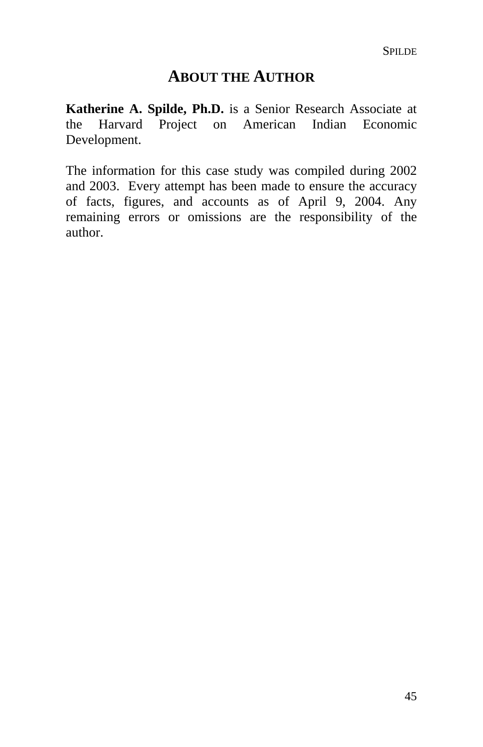# ABOUT THE AUTHOR

**Katherine A. Spilde, Ph.D.** is a Senior Research Associate at the Harvard Project on American Indian Economic Development.

The information for this case study was compiled during 2002 and 2003. Every attempt has been made to ensure the accuracy of facts, figures, and accounts as of April 9, 2004. Any remaining errors or omissions are the responsibility of the author.